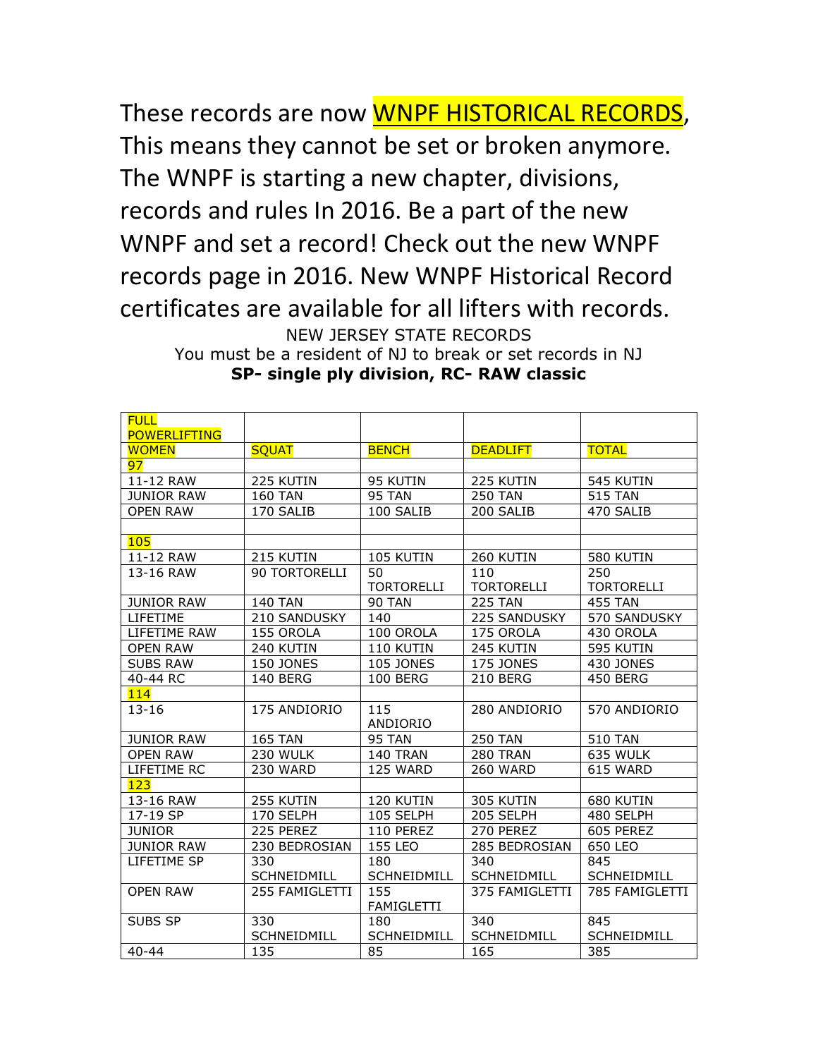These records are now **WNPF HISTORICAL RECORDS**, This means they cannot be set or broken anymore. The WNPF is starting a new chapter, divisions, records and rules In 2016. Be a part of the new WNPF and set a record! Check out the new WNPF records page in 2016. New WNPF Historical Record certificates are available for all lifters with records.

NEW JERSEY STATE RECORDS

You must be a resident of NJ to break or set records in NJ

**SP- single ply division, RC- RAW classic**

| FULL POWERLIFTING WOMEN | SQUAT | BENCH | DEADLIFT | TOTAL |
|---|---|---|---|---|
| 97 | | | | |
| 11-12 RAW | 225 KUTIN | 95 KUTIN | 225 KUTIN | 545 KUTIN |
| JUNIOR RAW | 160 TAN | 95 TAN | 250 TAN | 515 TAN |
| OPEN RAW | 170 SALIB | 100 SALIB | 200 SALIB | 470 SALIB |
| | | | | |
| 105 | | | | |
| 11-12 RAW | 215 KUTIN | 105 KUTIN | 260 KUTIN | 580 KUTIN |
| 13-16 RAW | 90 TORTORELLI | 50 TORTORELLI | 110 TORTORELLI | 250 TORTORELLI |
| JUNIOR RAW | 140 TAN | 90 TAN | 225 TAN | 455 TAN |
| LIFETIME | 210 SANDUSKY | 140 | 225 SANDUSKY | 570 SANDUSKY |
| LIFETIME RAW | 155 OROLA | 100 OROLA | 175 OROLA | 430 OROLA |
| OPEN RAW | 240 KUTIN | 110 KUTIN | 245 KUTIN | 595 KUTIN |
| SUBS RAW | 150 JONES | 105 JONES | 175 JONES | 430 JONES |
| 40-44 RC | 140 BERG | 100 BERG | 210 BERG | 450 BERG |
| 114 | | | | |
| 13-16 | 175 ANDIORIO | 115 ANDIORIO | 280 ANDIORIO | 570 ANDIORIO |
| JUNIOR RAW | 165 TAN | 95 TAN | 250 TAN | 510 TAN |
| OPEN RAW | 230 WULK | 140 TRAN | 280 TRAN | 635 WULK |
| LIFETIME RC | 230 WARD | 125 WARD | 260 WARD | 615 WARD |
| 123 | | | | |
| 13-16 RAW | 255 KUTIN | 120 KUTIN | 305 KUTIN | 680 KUTIN |
| 17-19 SP | 170 SELPH | 105 SELPH | 205 SELPH | 480 SELPH |
| JUNIOR | 225 PEREZ | 110 PEREZ | 270 PEREZ | 605 PEREZ |
| JUNIOR RAW | 230 BEDROSIAN | 155 LEO | 285 BEDROSIAN | 650 LEO |
| LIFETIME SP | 330 SCHNEIDMILL | 180 SCHNEIDMILL | 340 SCHNEIDMILL | 845 SCHNEIDMILL |
| OPEN RAW | 255 FAMIGLETTI | 155 FAMIGLETTI | 375 FAMIGLETTI | 785 FAMIGLETTI |
| SUBS SP | 330 SCHNEIDMILL | 180 SCHNEIDMILL | 340 SCHNEIDMILL | 845 SCHNEIDMILL |
| 40-44 | 135 | 85 | 165 | 385 |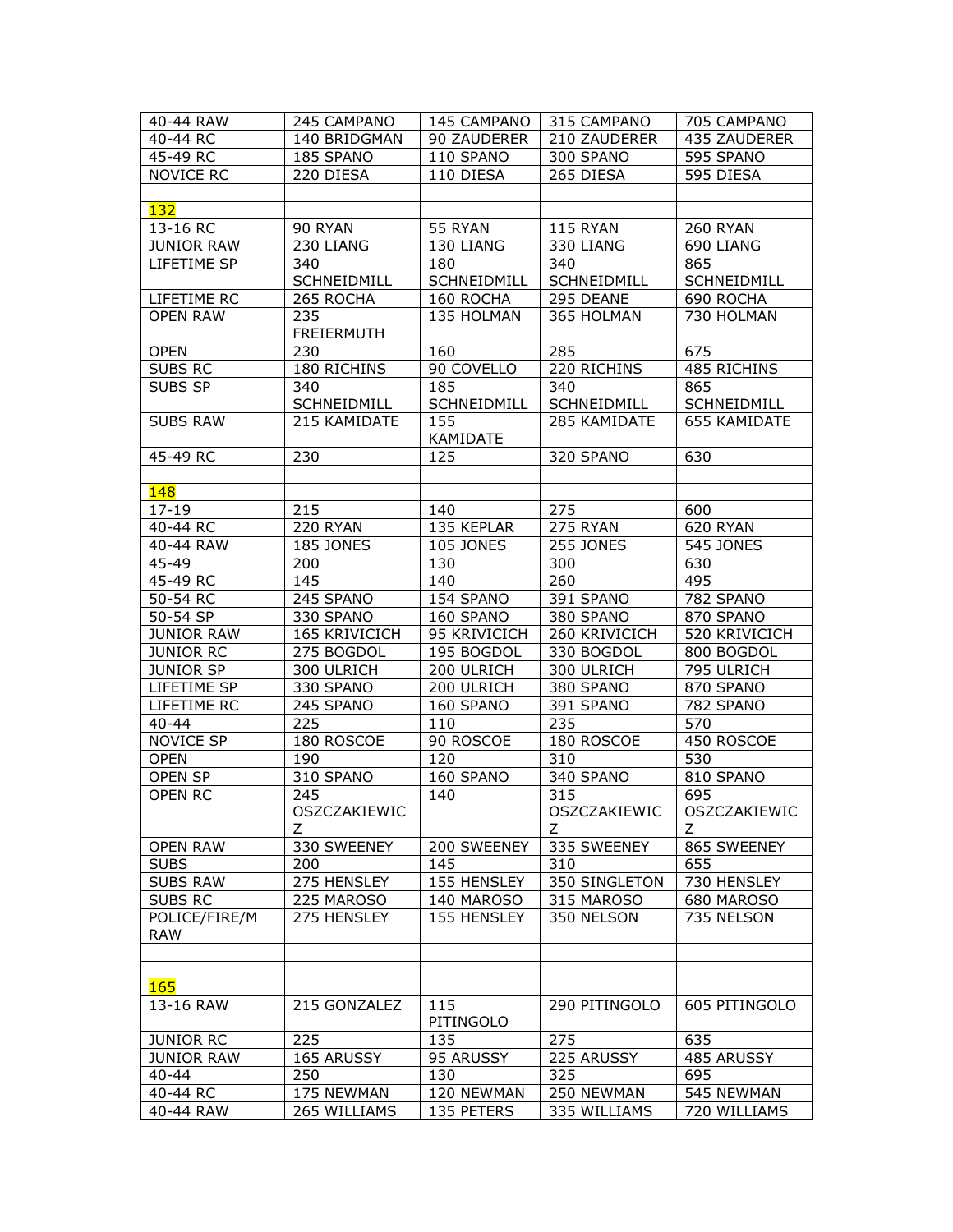| | | | | |
|---|---|---|---|---|
| 40-44 RAW | 245 CAMPANO | 145 CAMPANO | 315 CAMPANO | 705 CAMPANO |
| 40-44 RC | 140 BRIDGMAN | 90 ZAUDERER | 210 ZAUDERER | 435 ZAUDERER |
| 45-49 RC | 185 SPANO | 110 SPANO | 300 SPANO | 595 SPANO |
| NOVICE RC | 220 DIESA | 110 DIESA | 265 DIESA | 595 DIESA |
| | | | | |
| 132 | | | | |
| 13-16 RC | 90 RYAN | 55 RYAN | 115 RYAN | 260 RYAN |
| JUNIOR RAW | 230 LIANG | 130 LIANG | 330 LIANG | 690 LIANG |
| LIFETIME SP | 340 SCHNEIDMILL | 180 SCHNEIDMILL | 340 SCHNEIDMILL | 865 SCHNEIDMILL |
| LIFETIME RC | 265 ROCHA | 160 ROCHA | 295 DEANE | 690 ROCHA |
| OPEN RAW | 235 FREIERMUTH | 135 HOLMAN | 365 HOLMAN | 730 HOLMAN |
| OPEN | 230 | 160 | 285 | 675 |
| SUBS RC | 180 RICHINS | 90 COVELLO | 220 RICHINS | 485 RICHINS |
| SUBS SP | 340 SCHNEIDMILL | 185 SCHNEIDMILL | 340 SCHNEIDMILL | 865 SCHNEIDMILL |
| SUBS RAW | 215 KAMIDATE | 155 KAMIDATE | 285 KAMIDATE | 655 KAMIDATE |
| 45-49 RC | 230 | 125 | 320 SPANO | 630 |
| | | | | |
| 148 | | | | |
| 17-19 | 215 | 140 | 275 | 600 |
| 40-44 RC | 220 RYAN | 135 KEPLAR | 275 RYAN | 620 RYAN |
| 40-44 RAW | 185 JONES | 105 JONES | 255 JONES | 545 JONES |
| 45-49 | 200 | 130 | 300 | 630 |
| 45-49 RC | 145 | 140 | 260 | 495 |
| 50-54 RC | 245 SPANO | 154 SPANO | 391 SPANO | 782 SPANO |
| 50-54 SP | 330 SPANO | 160 SPANO | 380 SPANO | 870 SPANO |
| JUNIOR RAW | 165 KRIVICICH | 95 KRIVICICH | 260 KRIVICICH | 520 KRIVICICH |
| JUNIOR RC | 275 BOGDOL | 195 BOGDOL | 330 BOGDOL | 800 BOGDOL |
| JUNIOR SP | 300 ULRICH | 200 ULRICH | 300 ULRICH | 795 ULRICH |
| LIFETIME SP | 330 SPANO | 200 ULRICH | 380 SPANO | 870 SPANO |
| LIFETIME RC | 245 SPANO | 160 SPANO | 391 SPANO | 782 SPANO |
| 40-44 | 225 | 110 | 235 | 570 |
| NOVICE SP | 180 ROSCOE | 90 ROSCOE | 180 ROSCOE | 450 ROSCOE |
| OPEN | 190 | 120 | 310 | 530 |
| OPEN SP | 310 SPANO | 160 SPANO | 340 SPANO | 810 SPANO |
| OPEN RC | 245 OSZCZAKIEWICZ | 140 | 315 OSZCZAKIEWICZ | 695 OSZCZAKIEWICZ |
| OPEN RAW | 330 SWEENEY | 200 SWEENEY | 335 SWEENEY | 865 SWEENEY |
| SUBS | 200 | 145 | 310 | 655 |
| SUBS RAW | 275 HENSLEY | 155 HENSLEY | 350 SINGLETON | 730 HENSLEY |
| SUBS RC | 225 MAROSO | 140 MAROSO | 315 MAROSO | 680 MAROSO |
| POLICE/FIRE/M RAW | 275 HENSLEY | 155 HENSLEY | 350 NELSON | 735 NELSON |
| | | | | |
| 165 | | | | |
| 13-16 RAW | 215 GONZALEZ | 115 PITINGOLO | 290 PITINGOLO | 605 PITINGOLO |
| JUNIOR RC | 225 | 135 | 275 | 635 |
| JUNIOR RAW | 165 ARUSSY | 95 ARUSSY | 225 ARUSSY | 485 ARUSSY |
| 40-44 | 250 | 130 | 325 | 695 |
| 40-44 RC | 175 NEWMAN | 120 NEWMAN | 250 NEWMAN | 545 NEWMAN |
| 40-44 RAW | 265 WILLIAMS | 135 PETERS | 335 WILLIAMS | 720 WILLIAMS |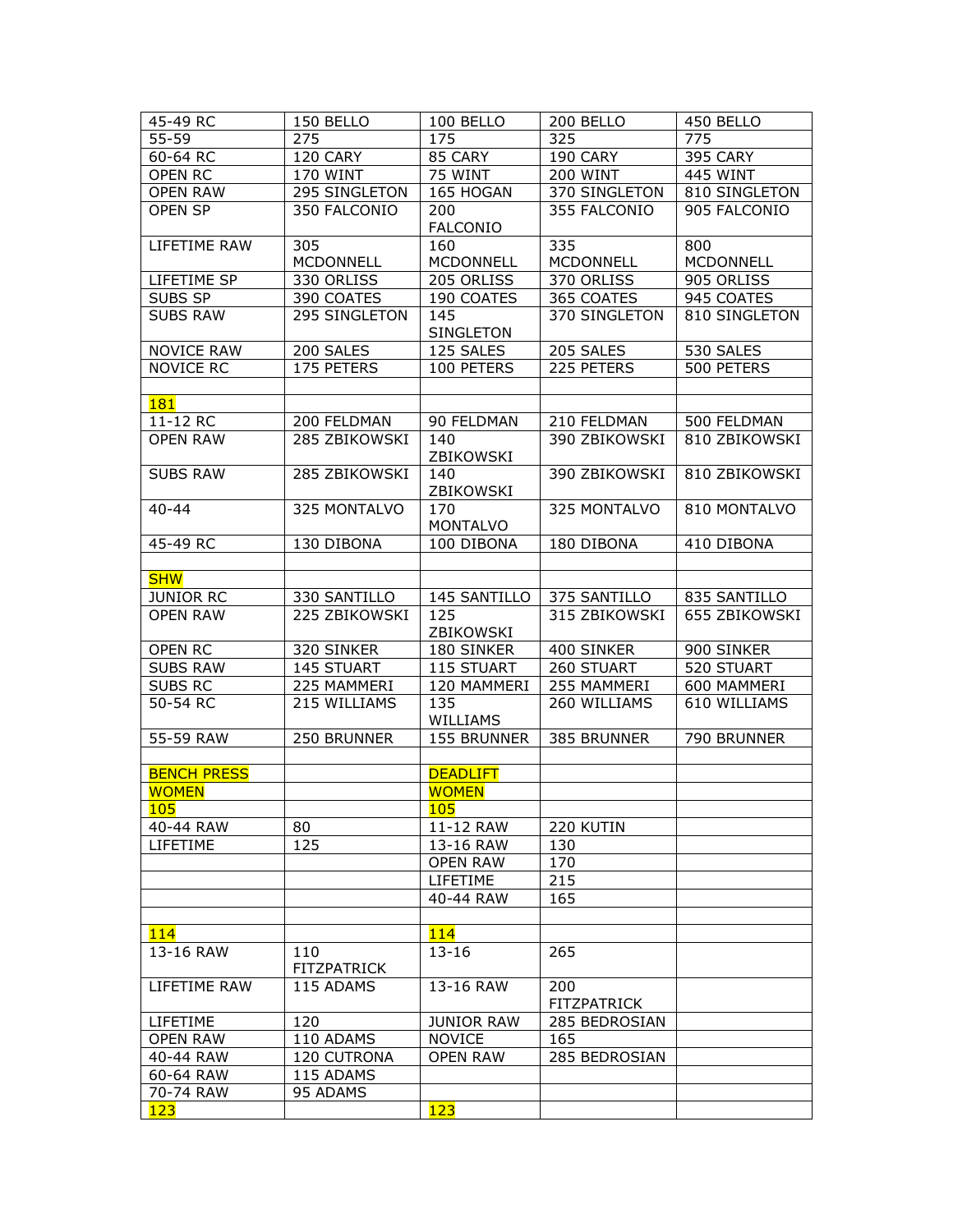| 45-49 RC | 150 BELLO | 100 BELLO | 200 BELLO | 450 BELLO |
|---|---|---|---|---|
| 55-59 | 275 | 175 | 325 | 775 |
| 60-64 RC | 120 CARY | 85 CARY | 190 CARY | 395 CARY |
| OPEN RC | 170 WINT | 75 WINT | 200 WINT | 445 WINT |
| OPEN RAW | 295 SINGLETON | 165 HOGAN | 370 SINGLETON | 810 SINGLETON |
| OPEN SP | 350 FALCONIO | 200 FALCONIO | 355 FALCONIO | 905 FALCONIO |
| LIFETIME RAW | 305 MCDONNELL | 160 MCDONNELL | 335 MCDONNELL | 800 MCDONNELL |
| LIFETIME SP | 330 ORLISS | 205 ORLISS | 370 ORLISS | 905 ORLISS |
| SUBS SP | 390 COATES | 190 COATES | 365 COATES | 945 COATES |
| SUBS RAW | 295 SINGLETON | 145 SINGLETON | 370 SINGLETON | 810 SINGLETON |
| NOVICE RAW | 200 SALES | 125 SALES | 205 SALES | 530 SALES |
| NOVICE RC | 175 PETERS | 100 PETERS | 225 PETERS | 500 PETERS |
| | | | | |
| 181 | | | | |
| 11-12 RC | 200 FELDMAN | 90 FELDMAN | 210 FELDMAN | 500 FELDMAN |
| OPEN RAW | 285 ZBIKOWSKI | 140 ZBIKOWSKI | 390 ZBIKOWSKI | 810 ZBIKOWSKI |
| SUBS RAW | 285 ZBIKOWSKI | 140 ZBIKOWSKI | 390 ZBIKOWSKI | 810 ZBIKOWSKI |
| 40-44 | 325 MONTALVO | 170 MONTALVO | 325 MONTALVO | 810 MONTALVO |
| 45-49 RC | 130 DIBONA | 100 DIBONA | 180 DIBONA | 410 DIBONA |
| | | | | |
| SHW | | | | |
| JUNIOR RC | 330 SANTILLO | 145 SANTILLO | 375 SANTILLO | 835 SANTILLO |
| OPEN RAW | 225 ZBIKOWSKI | 125 ZBIKOWSKI | 315 ZBIKOWSKI | 655 ZBIKOWSKI |
| OPEN RC | 320 SINKER | 180 SINKER | 400 SINKER | 900 SINKER |
| SUBS RAW | 145 STUART | 115 STUART | 260 STUART | 520 STUART |
| SUBS RC | 225 MAMMERI | 120 MAMMERI | 255 MAMMERI | 600 MAMMERI |
| 50-54 RC | 215 WILLIAMS | 135 WILLIAMS | 260 WILLIAMS | 610 WILLIAMS |
| 55-59 RAW | 250 BRUNNER | 155 BRUNNER | 385 BRUNNER | 790 BRUNNER |
| | | | | |
| BENCH PRESS | | DEADLIFT | | |
| WOMEN | | WOMEN | | |
| 105 | | 105 | | |
| 40-44 RAW | 80 | 11-12 RAW | 220 KUTIN | |
| LIFETIME | 125 | 13-16 RAW | 130 | |
| | | OPEN RAW | 170 | |
| | | LIFETIME | 215 | |
| | | 40-44 RAW | 165 | |
| | | | | |
| 114 | | 114 | | |
| 13-16 RAW | 110 FITZPATRICK | 13-16 | 265 | |
| LIFETIME RAW | 115 ADAMS | 13-16 RAW | 200 FITZPATRICK | |
| LIFETIME | 120 | JUNIOR RAW | 285 BEDROSIAN | |
| OPEN RAW | 110 ADAMS | NOVICE | 165 | |
| 40-44 RAW | 120 CUTRONA | OPEN RAW | 285 BEDROSIAN | |
| 60-64 RAW | 115 ADAMS | | | |
| 70-74 RAW | 95 ADAMS | | | |
| 123 | | 123 | | |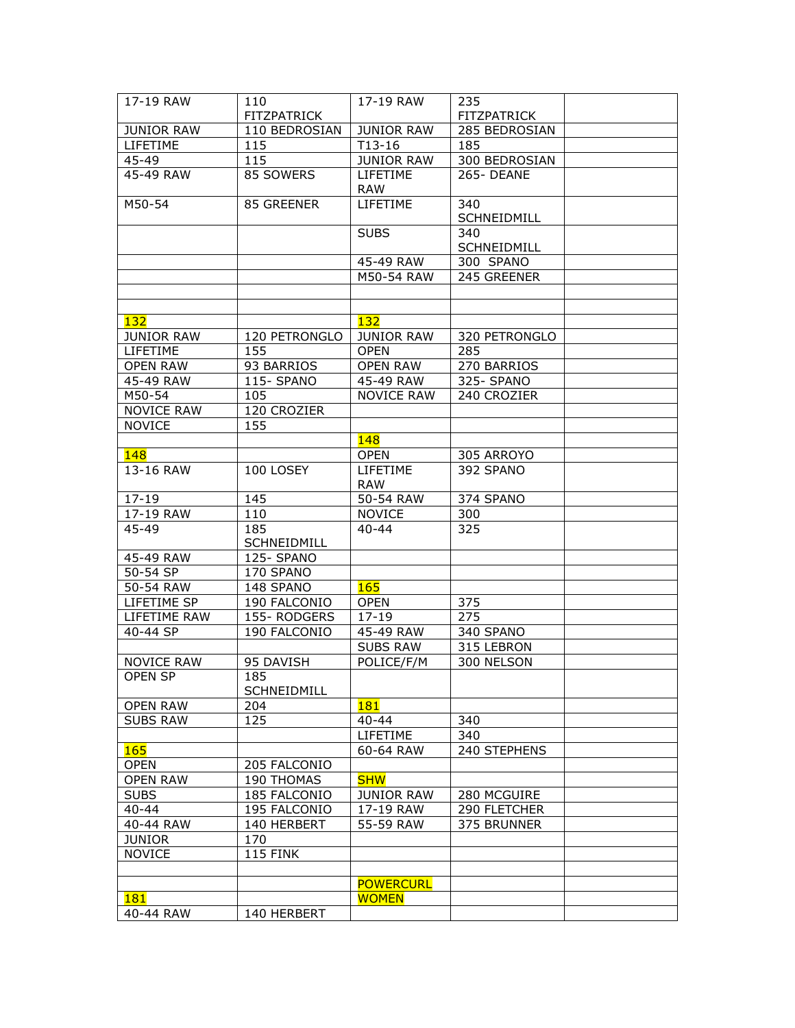| 17-19 RAW | 110 FITZPATRICK | 17-19 RAW | 235 FITZPATRICK | |
|---|---|---|---|---|
| JUNIOR RAW | 110 BEDROSIAN | JUNIOR RAW | 285 BEDROSIAN | |
| LIFETIME | 115 | T13-16 | 185 | |
| 45-49 | 115 | JUNIOR RAW | 300 BEDROSIAN | |
| 45-49 RAW | 85 SOWERS | LIFETIME RAW | 265- DEANE | |
| M50-54 | 85 GREENER | LIFETIME | 340 SCHNEIDMILL | |
| | | SUBS | 340 SCHNEIDMILL | |
| | | 45-49 RAW | 300 SPANO | |
| | | M50-54 RAW | 245 GREENER | |
| | | | | |
| | | | | |
| 132 | | 132 | | |
| JUNIOR RAW | 120 PETRONGLO | JUNIOR RAW | 320 PETRONGLO | |
| LIFETIME | 155 | OPEN | 285 | |
| OPEN RAW | 93 BARRIOS | OPEN RAW | 270 BARRIOS | |
| 45-49 RAW | 115- SPANO | 45-49 RAW | 325- SPANO | |
| M50-54 | 105 | NOVICE RAW | 240 CROZIER | |
| NOVICE RAW | 120 CROZIER | | | |
| NOVICE | 155 | | | |
| | | 148 | | |
| 148 | | OPEN | 305 ARROYO | |
| 13-16 RAW | 100 LOSEY | LIFETIME RAW | 392 SPANO | |
| 17-19 | 145 | 50-54 RAW | 374 SPANO | |
| 17-19 RAW | 110 | NOVICE | 300 | |
| 45-49 | 185 SCHNEIDMILL | 40-44 | 325 | |
| 45-49 RAW | 125- SPANO | | | |
| 50-54 SP | 170 SPANO | | | |
| 50-54 RAW | 148 SPANO | 165 | | |
| LIFETIME SP | 190 FALCONIO | OPEN | 375 | |
| LIFETIME RAW | 155- RODGERS | 17-19 | 275 | |
| 40-44 SP | 190 FALCONIO | 45-49 RAW | 340 SPANO | |
| | | SUBS RAW | 315 LEBRON | |
| NOVICE RAW | 95 DAVISH | POLICE/F/M | 300 NELSON | |
| OPEN SP | 185 SCHNEIDMILL | | | |
| OPEN RAW | 204 | 181 | | |
| SUBS RAW | 125 | 40-44 | 340 | |
| | | LIFETIME | 340 | |
| 165 | | 60-64 RAW | 240 STEPHENS | |
| OPEN | 205 FALCONIO | | | |
| OPEN RAW | 190 THOMAS | SHW | | |
| SUBS | 185 FALCONIO | JUNIOR RAW | 280 MCGUIRE | |
| 40-44 | 195 FALCONIO | 17-19 RAW | 290 FLETCHER | |
| 40-44 RAW | 140 HERBERT | 55-59 RAW | 375 BRUNNER | |
| JUNIOR | 170 | | | |
| NOVICE | 115 FINK | | | |
| | | | | |
| | | POWERCURL | | |
| 181 | | WOMEN | | |
| 40-44 RAW | 140 HERBERT | | | |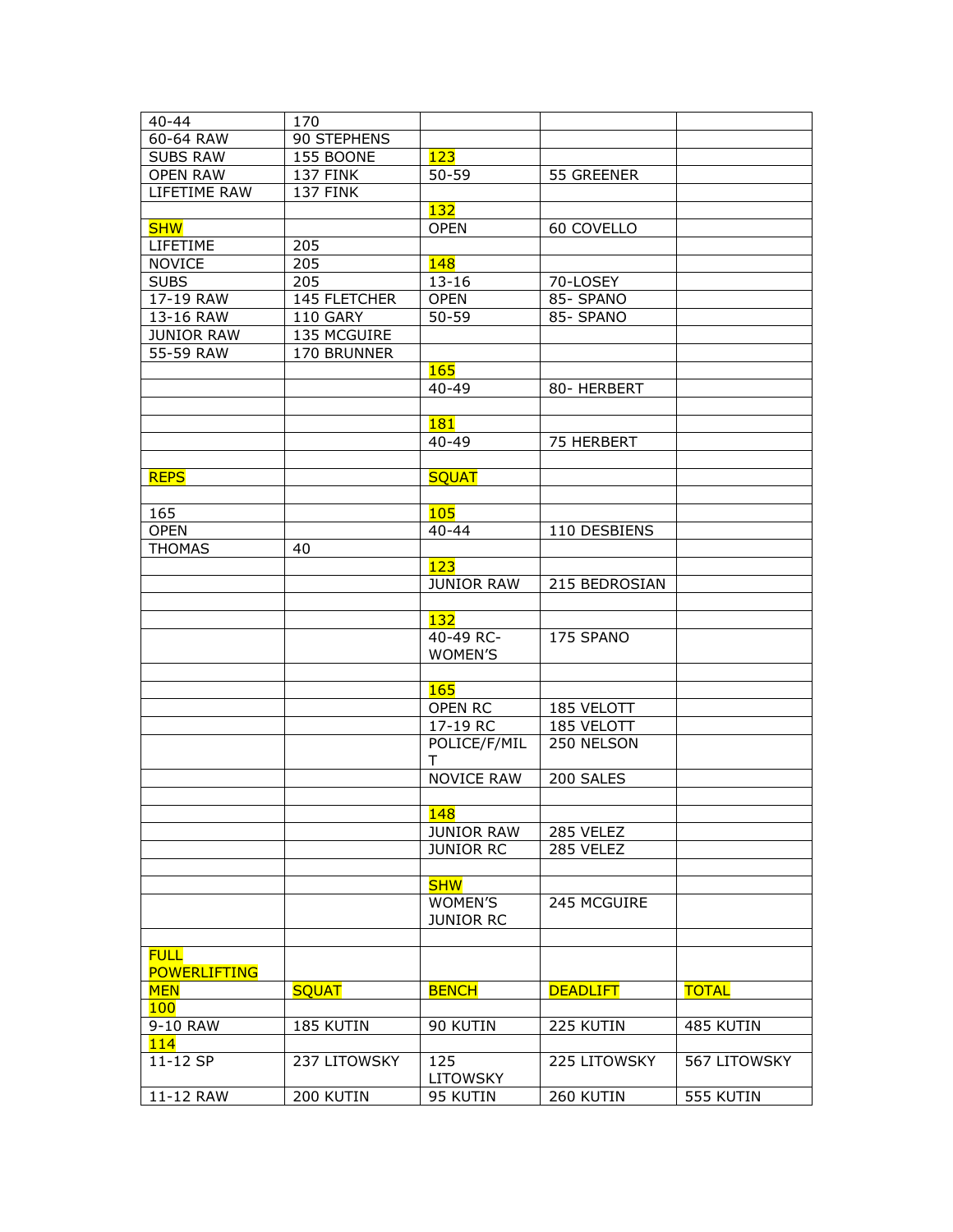| 40-44 | 170 | | | |
|---|---|---|---|---|
| 60-64 RAW | 90 STEPHENS | | | |
| SUBS RAW | 155 BOONE | 123 | | |
| OPEN RAW | 137 FINK | 50-59 | 55 GREENER | |
| LIFETIME RAW | 137 FINK | | | |
| | | 132 | | |
| SHW | | OPEN | 60 COVELLO | |
| LIFETIME | 205 | | | |
| NOVICE | 205 | 148 | | |
| SUBS | 205 | 13-16 | 70-LOSEY | |
| 17-19 RAW | 145 FLETCHER | OPEN | 85- SPANO | |
| 13-16 RAW | 110 GARY | 50-59 | 85- SPANO | |
| JUNIOR RAW | 135 MCGUIRE | | | |
| 55-59 RAW | 170 BRUNNER | | | |
| | | 165 | | |
| | | 40-49 | 80- HERBERT | |
| | | | | |
| | | 181 | | |
| | | 40-49 | 75 HERBERT | |
| | | | | |
| REPS | | SQUAT | | |
| | | | | |
| 165 | | 105 | | |
| OPEN | | 40-44 | 110 DESBIENS | |
| THOMAS | 40 | | | |
| | | 123 | | |
| | | JUNIOR RAW | 215 BEDROSIAN | |
| | | | | |
| | | 132 | | |
| | | 40-49 RC-WOMEN'S | 175 SPANO | |
| | | | | |
| | | 165 | | |
| | | OPEN RC | 185 VELOTT | |
| | | 17-19 RC | 185 VELOTT | |
| | | POLICE/F/MILT | 250 NELSON | |
| | | NOVICE RAW | 200 SALES | |
| | | | | |
| | | 148 | | |
| | | JUNIOR RAW | 285 VELEZ | |
| | | JUNIOR RC | 285 VELEZ | |
| | | | | |
| | | SHW | | |
| | | WOMEN'S JUNIOR RC | 245 MCGUIRE | |
| | | | | |
| FULL POWERLIFTING | | | | |
| MEN | SQUAT | BENCH | DEADLIFT | TOTAL |
| 100 | | | | |
| 9-10 RAW | 185 KUTIN | 90 KUTIN | 225 KUTIN | 485 KUTIN |
| 114 | | | | |
| 11-12 SP | 237 LITOWSKY | 125 LITOWSKY | 225 LITOWSKY | 567 LITOWSKY |
| 11-12 RAW | 200 KUTIN | 95 KUTIN | 260 KUTIN | 555 KUTIN |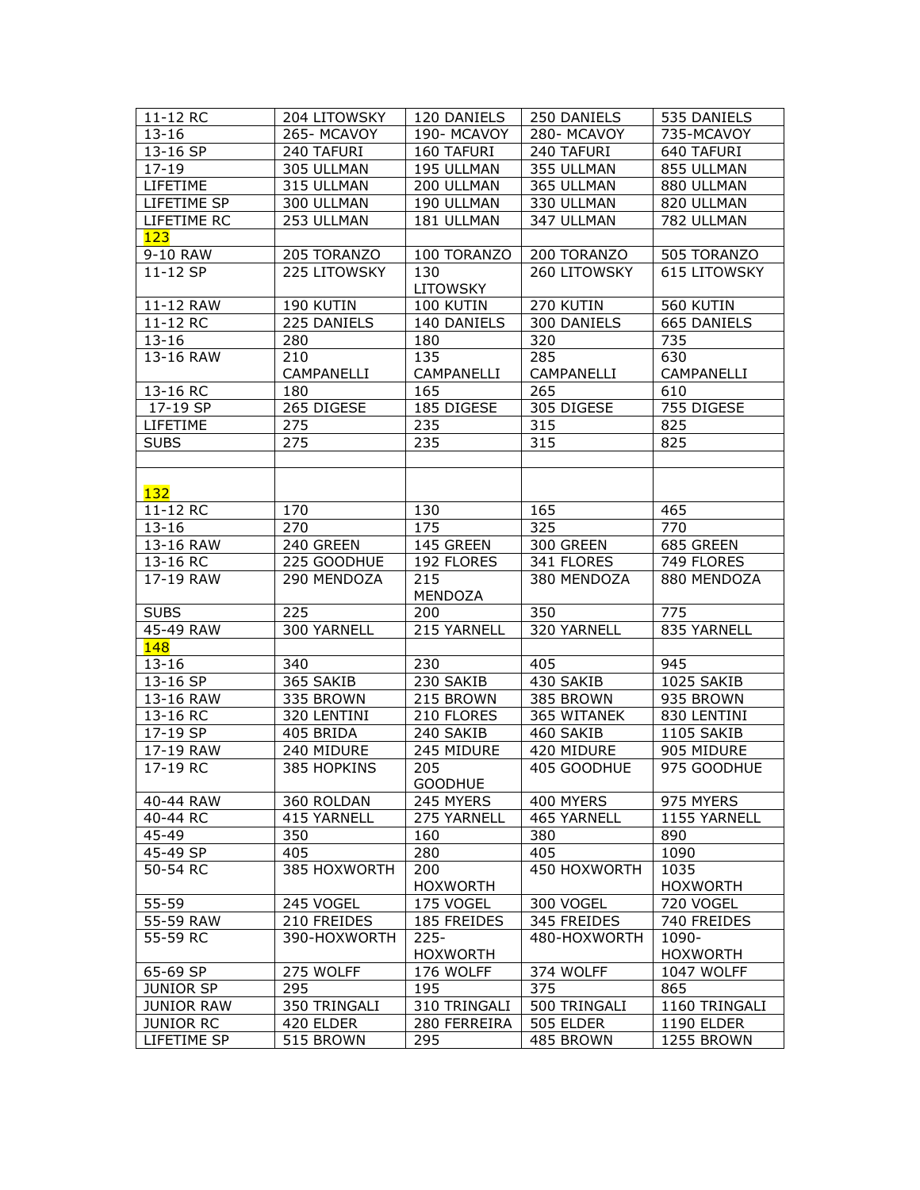| 11-12 RC | 204 LITOWSKY | 120 DANIELS | 250 DANIELS | 535 DANIELS |
|---|---|---|---|---|
| 13-16 | 265- MCAVOY | 190- MCAVOY | 280- MCAVOY | 735-MCAVOY |
| 13-16 SP | 240 TAFURI | 160 TAFURI | 240 TAFURI | 640 TAFURI |
| 17-19 | 305 ULLMAN | 195 ULLMAN | 355 ULLMAN | 855 ULLMAN |
| LIFETIME | 315 ULLMAN | 200 ULLMAN | 365 ULLMAN | 880 ULLMAN |
| LIFETIME SP | 300 ULLMAN | 190 ULLMAN | 330 ULLMAN | 820 ULLMAN |
| LIFETIME RC | 253 ULLMAN | 181 ULLMAN | 347 ULLMAN | 782 ULLMAN |
| 123 | | | | |
| 9-10 RAW | 205 TORANZO | 100 TORANZO | 200 TORANZO | 505 TORANZO |
| 11-12 SP | 225 LITOWSKY | 130 LITOWSKY | 260 LITOWSKY | 615 LITOWSKY |
| 11-12 RAW | 190 KUTIN | 100 KUTIN | 270 KUTIN | 560 KUTIN |
| 11-12 RC | 225 DANIELS | 140 DANIELS | 300 DANIELS | 665 DANIELS |
| 13-16 | 280 | 180 | 320 | 735 |
| 13-16 RAW | 210 CAMPANELLI | 135 CAMPANELLI | 285 CAMPANELLI | 630 CAMPANELLI |
| 13-16 RC | 180 | 165 | 265 | 610 |
| 17-19 SP | 265 DIGESE | 185 DIGESE | 305 DIGESE | 755 DIGESE |
| LIFETIME | 275 | 235 | 315 | 825 |
| SUBS | 275 | 235 | 315 | 825 |
| | | | | |
| 132 | | | | |
| 11-12 RC | 170 | 130 | 165 | 465 |
| 13-16 | 270 | 175 | 325 | 770 |
| 13-16 RAW | 240 GREEN | 145 GREEN | 300 GREEN | 685 GREEN |
| 13-16 RC | 225 GOODHUE | 192 FLORES | 341 FLORES | 749 FLORES |
| 17-19 RAW | 290 MENDOZA | 215 MENDOZA | 380 MENDOZA | 880 MENDOZA |
| SUBS | 225 | 200 | 350 | 775 |
| 45-49 RAW | 300 YARNELL | 215 YARNELL | 320 YARNELL | 835 YARNELL |
| 148 | | | | |
| 13-16 | 340 | 230 | 405 | 945 |
| 13-16 SP | 365 SAKIB | 230 SAKIB | 430 SAKIB | 1025 SAKIB |
| 13-16 RAW | 335 BROWN | 215 BROWN | 385 BROWN | 935 BROWN |
| 13-16 RC | 320 LENTINI | 210 FLORES | 365 WITANEK | 830 LENTINI |
| 17-19 SP | 405 BRIDA | 240 SAKIB | 460 SAKIB | 1105 SAKIB |
| 17-19 RAW | 240 MIDURE | 245 MIDURE | 420 MIDURE | 905 MIDURE |
| 17-19 RC | 385 HOPKINS | 205 GOODHUE | 405 GOODHUE | 975 GOODHUE |
| 40-44 RAW | 360 ROLDAN | 245 MYERS | 400 MYERS | 975 MYERS |
| 40-44 RC | 415 YARNELL | 275 YARNELL | 465 YARNELL | 1155 YARNELL |
| 45-49 | 350 | 160 | 380 | 890 |
| 45-49 SP | 405 | 280 | 405 | 1090 |
| 50-54 RC | 385 HOXWORTH | 200 HOXWORTH | 450 HOXWORTH | 1035 HOXWORTH |
| 55-59 | 245 VOGEL | 175 VOGEL | 300 VOGEL | 720 VOGEL |
| 55-59 RAW | 210 FREIDES | 185 FREIDES | 345 FREIDES | 740 FREIDES |
| 55-59 RC | 390-HOXWORTH | 225-HOXWORTH | 480-HOXWORTH | 1090-HOXWORTH |
| 65-69 SP | 275 WOLFF | 176 WOLFF | 374 WOLFF | 1047 WOLFF |
| JUNIOR SP | 295 | 195 | 375 | 865 |
| JUNIOR RAW | 350 TRINGALI | 310 TRINGALI | 500 TRINGALI | 1160 TRINGALI |
| JUNIOR RC | 420 ELDER | 280 FERREIRA | 505 ELDER | 1190 ELDER |
| LIFETIME SP | 515 BROWN | 295 | 485 BROWN | 1255 BROWN |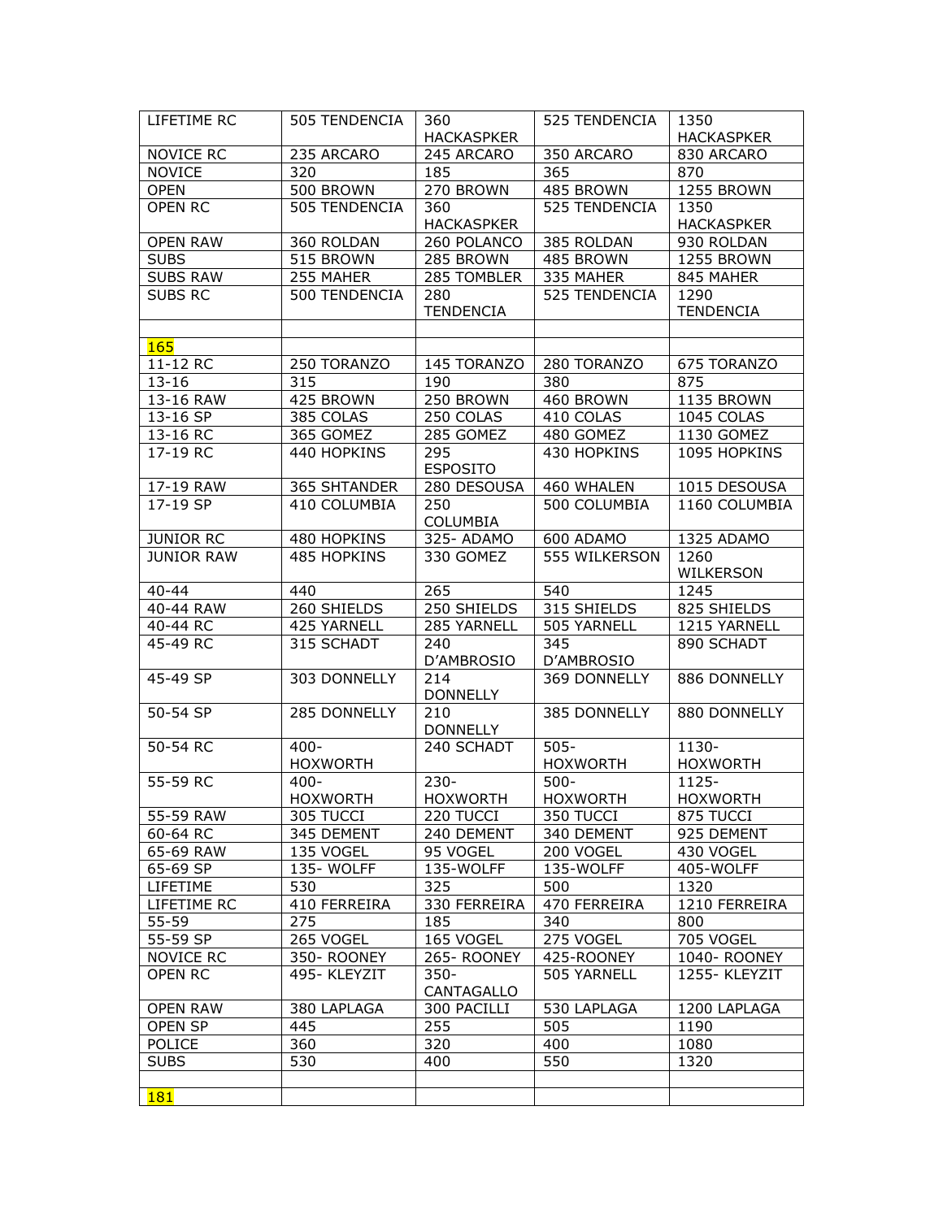| LIFETIME RC | 505 TENDENCIA | 360 HACKASPKER | 525 TENDENCIA | 1350 HACKASPKER |
|---|---|---|---|---|
| NOVICE RC | 235 ARCARO | 245 ARCARO | 350 ARCARO | 830 ARCARO |
| NOVICE | 320 | 185 | 365 | 870 |
| OPEN | 500 BROWN | 270 BROWN | 485 BROWN | 1255 BROWN |
| OPEN RC | 505 TENDENCIA | 360 HACKASPKER | 525 TENDENCIA | 1350 HACKASPKER |
| OPEN RAW | 360 ROLDAN | 260 POLANCO | 385 ROLDAN | 930 ROLDAN |
| SUBS | 515 BROWN | 285 BROWN | 485 BROWN | 1255 BROWN |
| SUBS RAW | 255 MAHER | 285 TOMBLER | 335 MAHER | 845 MAHER |
| SUBS RC | 500 TENDENCIA | 280 TENDENCIA | 525 TENDENCIA | 1290 TENDENCIA |
| | | | | |
| 165 | | | | |
| 11-12 RC | 250 TORANZO | 145 TORANZO | 280 TORANZO | 675 TORANZO |
| 13-16 | 315 | 190 | 380 | 875 |
| 13-16 RAW | 425 BROWN | 250 BROWN | 460 BROWN | 1135 BROWN |
| 13-16 SP | 385 COLAS | 250 COLAS | 410 COLAS | 1045 COLAS |
| 13-16 RC | 365 GOMEZ | 285 GOMEZ | 480 GOMEZ | 1130 GOMEZ |
| 17-19 RC | 440 HOPKINS | 295 ESPOSITO | 430 HOPKINS | 1095 HOPKINS |
| 17-19 RAW | 365 SHTANDER | 280 DESOUSA | 460 WHALEN | 1015 DESOUSA |
| 17-19 SP | 410 COLUMBIA | 250 COLUMBIA | 500 COLUMBIA | 1160 COLUMBIA |
| JUNIOR RC | 480 HOPKINS | 325- ADAMO | 600 ADAMO | 1325 ADAMO |
| JUNIOR RAW | 485 HOPKINS | 330 GOMEZ | 555 WILKERSON | 1260 WILKERSON |
| 40-44 | 440 | 265 | 540 | 1245 |
| 40-44 RAW | 260 SHIELDS | 250 SHIELDS | 315 SHIELDS | 825 SHIELDS |
| 40-44 RC | 425 YARNELL | 285 YARNELL | 505 YARNELL | 1215 YARNELL |
| 45-49 RC | 315 SCHADT | 240 D'AMBROSIO | 345 D'AMBROSIO | 890 SCHADT |
| 45-49 SP | 303 DONNELLY | 214 DONNELLY | 369 DONNELLY | 886 DONNELLY |
| 50-54 SP | 285 DONNELLY | 210 DONNELLY | 385 DONNELLY | 880 DONNELLY |
| 50-54 RC | 400- HOXWORTH | 240 SCHADT | 505- HOXWORTH | 1130- HOXWORTH |
| 55-59 RC | 400- HOXWORTH | 230- HOXWORTH | 500- HOXWORTH | 1125- HOXWORTH |
| 55-59 RAW | 305 TUCCI | 220 TUCCI | 350 TUCCI | 875 TUCCI |
| 60-64 RC | 345 DEMENT | 240 DEMENT | 340 DEMENT | 925 DEMENT |
| 65-69 RAW | 135 VOGEL | 95 VOGEL | 200 VOGEL | 430 VOGEL |
| 65-69 SP | 135- WOLFF | 135-WOLFF | 135-WOLFF | 405-WOLFF |
| LIFETIME | 530 | 325 | 500 | 1320 |
| LIFETIME RC | 410 FERREIRA | 330 FERREIRA | 470 FERREIRA | 1210 FERREIRA |
| 55-59 | 275 | 185 | 340 | 800 |
| 55-59 SP | 265 VOGEL | 165 VOGEL | 275 VOGEL | 705 VOGEL |
| NOVICE RC | 350- ROONEY | 265- ROONEY | 425-ROONEY | 1040- ROONEY |
| OPEN RC | 495- KLEYZIT | 350- CANTAGALLO | 505 YARNELL | 1255- KLEYZIT |
| OPEN RAW | 380 LAPLAGA | 300 PACILLI | 530 LAPLAGA | 1200 LAPLAGA |
| OPEN SP | 445 | 255 | 505 | 1190 |
| POLICE | 360 | 320 | 400 | 1080 |
| SUBS | 530 | 400 | 550 | 1320 |
| | | | | |
| 181 | | | | |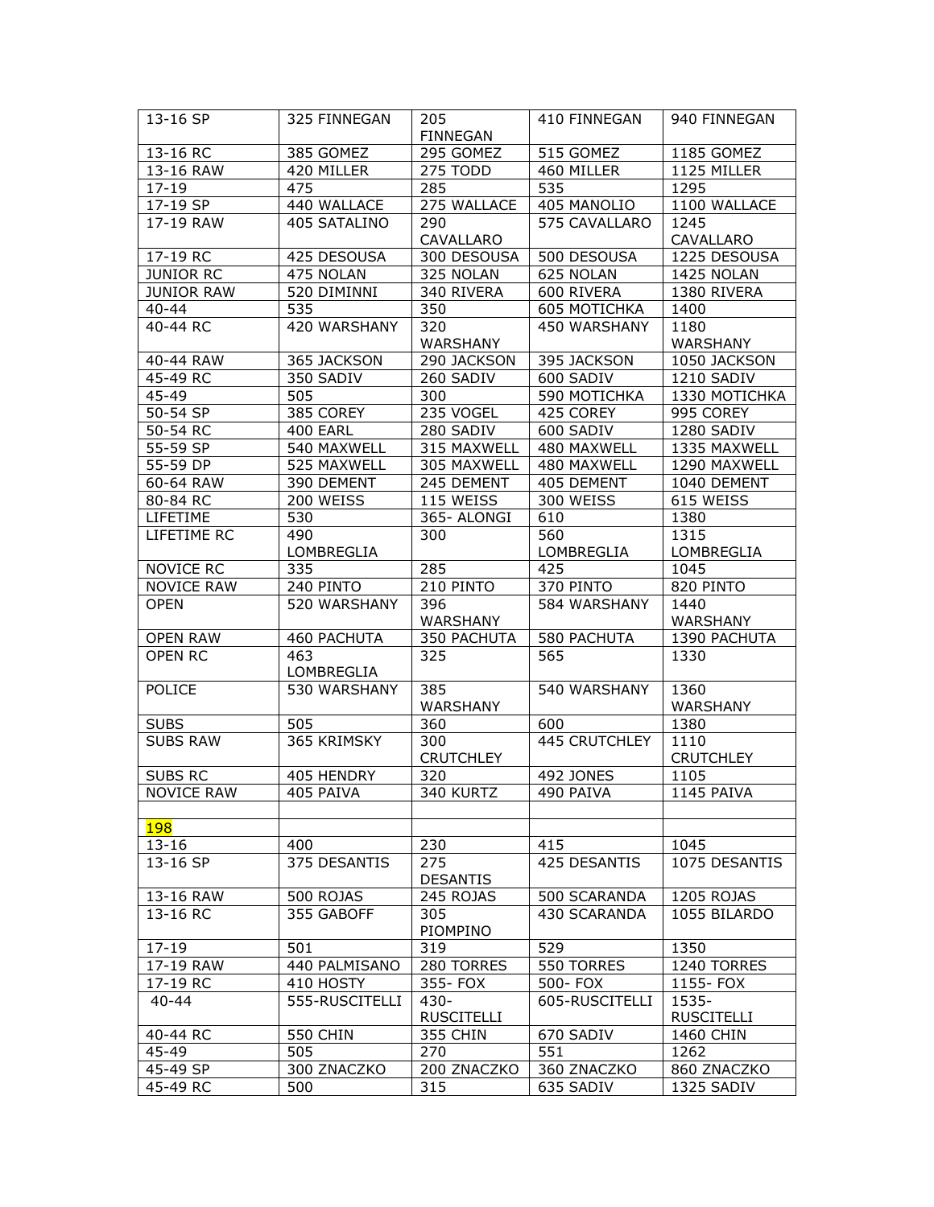| 13-16 SP | 325 FINNEGAN | 205 FINNEGAN | 410 FINNEGAN | 940 FINNEGAN |
|---|---|---|---|---|
| 13-16 RC | 385 GOMEZ | 295 GOMEZ | 515 GOMEZ | 1185 GOMEZ |
| 13-16 RAW | 420 MILLER | 275 TODD | 460 MILLER | 1125 MILLER |
| 17-19 | 475 | 285 | 535 | 1295 |
| 17-19 SP | 440 WALLACE | 275 WALLACE | 405 MANOLIO | 1100 WALLACE |
| 17-19 RAW | 405 SATALINO | 290 CAVALLARO | 575 CAVALLARO | 1245 CAVALLARO |
| 17-19 RC | 425 DESOUSA | 300 DESOUSA | 500 DESOUSA | 1225 DESOUSA |
| JUNIOR RC | 475 NOLAN | 325 NOLAN | 625 NOLAN | 1425 NOLAN |
| JUNIOR RAW | 520 DIMINNI | 340 RIVERA | 600 RIVERA | 1380 RIVERA |
| 40-44 | 535 | 350 | 605 MOTICHKA | 1400 |
| 40-44 RC | 420 WARSHANY | 320 WARSHANY | 450 WARSHANY | 1180 WARSHANY |
| 40-44 RAW | 365 JACKSON | 290 JACKSON | 395 JACKSON | 1050 JACKSON |
| 45-49 RC | 350 SADIV | 260 SADIV | 600 SADIV | 1210 SADIV |
| 45-49 | 505 | 300 | 590 MOTICHKA | 1330 MOTICHKA |
| 50-54 SP | 385 COREY | 235 VOGEL | 425 COREY | 995 COREY |
| 50-54 RC | 400 EARL | 280 SADIV | 600 SADIV | 1280 SADIV |
| 55-59 SP | 540 MAXWELL | 315 MAXWELL | 480 MAXWELL | 1335 MAXWELL |
| 55-59 DP | 525 MAXWELL | 305 MAXWELL | 480 MAXWELL | 1290 MAXWELL |
| 60-64 RAW | 390 DEMENT | 245 DEMENT | 405 DEMENT | 1040 DEMENT |
| 80-84 RC | 200 WEISS | 115 WEISS | 300 WEISS | 615 WEISS |
| LIFETIME | 530 | 365- ALONGI | 610 | 1380 |
| LIFETIME RC | 490 LOMBREGLIA | 300 | 560 LOMBREGLIA | 1315 LOMBREGLIA |
| NOVICE RC | 335 | 285 | 425 | 1045 |
| NOVICE RAW | 240 PINTO | 210 PINTO | 370 PINTO | 820 PINTO |
| OPEN | 520 WARSHANY | 396 WARSHANY | 584 WARSHANY | 1440 WARSHANY |
| OPEN RAW | 460 PACHUTA | 350 PACHUTA | 580 PACHUTA | 1390 PACHUTA |
| OPEN RC | 463 LOMBREGLIA | 325 | 565 | 1330 |
| POLICE | 530 WARSHANY | 385 WARSHANY | 540 WARSHANY | 1360 WARSHANY |
| SUBS | 505 | 360 | 600 | 1380 |
| SUBS RAW | 365 KRIMSKY | 300 CRUTCHLEY | 445 CRUTCHLEY | 1110 CRUTCHLEY |
| SUBS RC | 405 HENDRY | 320 | 492 JONES | 1105 |
| NOVICE RAW | 405 PAIVA | 340 KURTZ | 490 PAIVA | 1145 PAIVA |
| | | | | |
| 198 | | | | |
| 13-16 | 400 | 230 | 415 | 1045 |
| 13-16 SP | 375 DESANTIS | 275 DESANTIS | 425 DESANTIS | 1075 DESANTIS |
| 13-16 RAW | 500 ROJAS | 245 ROJAS | 500 SCARANDA | 1205 ROJAS |
| 13-16 RC | 355 GABOFF | 305 PIOMPINO | 430 SCARANDA | 1055 BILARDO |
| 17-19 | 501 | 319 | 529 | 1350 |
| 17-19 RAW | 440 PALMISANO | 280 TORRES | 550 TORRES | 1240 TORRES |
| 17-19 RC | 410 HOSTY | 355- FOX | 500- FOX | 1155- FOX |
| 40-44 | 555-RUSCITELLI | 430-RUSCITELLI | 605-RUSCITELLI | 1535-RUSCITELLI |
| 40-44 RC | 550 CHIN | 355 CHIN | 670 SADIV | 1460 CHIN |
| 45-49 | 505 | 270 | 551 | 1262 |
| 45-49 SP | 300 ZNACZKO | 200 ZNACZKO | 360 ZNACZKO | 860 ZNACZKO |
| 45-49 RC | 500 | 315 | 635 SADIV | 1325 SADIV |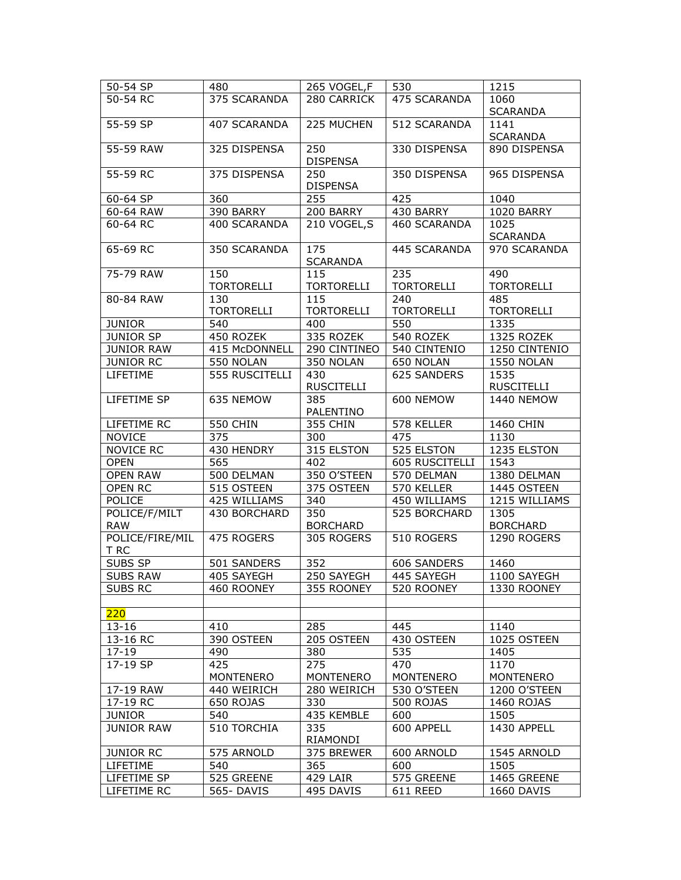| | | | | |
|---|---|---|---|---|
| 50-54 SP | 480 | 265 VOGEL,F | 530 | 1215 |
| 50-54 RC | 375 SCARANDA | 280 CARRICK | 475 SCARANDA | 1060 SCARANDA |
| 55-59 SP | 407 SCARANDA | 225 MUCHEN | 512 SCARANDA | 1141 SCARANDA |
| 55-59 RAW | 325 DISPENSA | 250 DISPENSA | 330 DISPENSA | 890 DISPENSA |
| 55-59 RC | 375 DISPENSA | 250 DISPENSA | 350 DISPENSA | 965 DISPENSA |
| 60-64 SP | 360 | 255 | 425 | 1040 |
| 60-64 RAW | 390 BARRY | 200 BARRY | 430 BARRY | 1020 BARRY |
| 60-64 RC | 400 SCARANDA | 210 VOGEL,S | 460 SCARANDA | 1025 SCARANDA |
| 65-69 RC | 350 SCARANDA | 175 SCARANDA | 445 SCARANDA | 970 SCARANDA |
| 75-79 RAW | 150 TORTORELLI | 115 TORTORELLI | 235 TORTORELLI | 490 TORTORELLI |
| 80-84 RAW | 130 TORTORELLI | 115 TORTORELLI | 240 TORTORELLI | 485 TORTORELLI |
| JUNIOR | 540 | 400 | 550 | 1335 |
| JUNIOR SP | 450 ROZEK | 335 ROZEK | 540 ROZEK | 1325 ROZEK |
| JUNIOR RAW | 415 McDONNELL | 290 CINTINEO | 540 CINTENIO | 1250 CINTENIO |
| JUNIOR RC | 550 NOLAN | 350 NOLAN | 650 NOLAN | 1550 NOLAN |
| LIFETIME | 555 RUSCITELLI | 430 RUSCITELLI | 625 SANDERS | 1535 RUSCITELLI |
| LIFETIME SP | 635 NEMOW | 385 PALENTINO | 600 NEMOW | 1440 NEMOW |
| LIFETIME RC | 550 CHIN | 355 CHIN | 578 KELLER | 1460 CHIN |
| NOVICE | 375 | 300 | 475 | 1130 |
| NOVICE RC | 430 HENDRY | 315 ELSTON | 525 ELSTON | 1235 ELSTON |
| OPEN | 565 | 402 | 605 RUSCITELLI | 1543 |
| OPEN RAW | 500 DELMAN | 350 O'STEEN | 570 DELMAN | 1380 DELMAN |
| OPEN RC | 515 OSTEEN | 375 OSTEEN | 570 KELLER | 1445 OSTEEN |
| POLICE | 425 WILLIAMS | 340 | 450 WILLIAMS | 1215 WILLIAMS |
| POLICE/F/MILT RAW | 430 BORCHARD | 350 BORCHARD | 525 BORCHARD | 1305 BORCHARD |
| POLICE/FIRE/MIL T RC | 475 ROGERS | 305 ROGERS | 510 ROGERS | 1290 ROGERS |
| SUBS SP | 501 SANDERS | 352 | 606 SANDERS | 1460 |
| SUBS RAW | 405 SAYEGH | 250 SAYEGH | 445 SAYEGH | 1100 SAYEGH |
| SUBS RC | 460 ROONEY | 355 ROONEY | 520 ROONEY | 1330 ROONEY |
| | | | | |
| 220 | | | | |
| 13-16 | 410 | 285 | 445 | 1140 |
| 13-16 RC | 390 OSTEEN | 205 OSTEEN | 430 OSTEEN | 1025 OSTEEN |
| 17-19 | 490 | 380 | 535 | 1405 |
| 17-19 SP | 425 MONTENERO | 275 MONTENERO | 470 MONTENERO | 1170 MONTENERO |
| 17-19 RAW | 440 WEIRICH | 280 WEIRICH | 530 O'STEEN | 1200 O'STEEN |
| 17-19 RC | 650 ROJAS | 330 | 500 ROJAS | 1460 ROJAS |
| JUNIOR | 540 | 435 KEMBLE | 600 | 1505 |
| JUNIOR RAW | 510 TORCHIA | 335 RIAMONDI | 600 APPELL | 1430 APPELL |
| JUNIOR RC | 575 ARNOLD | 375 BREWER | 600 ARNOLD | 1545 ARNOLD |
| LIFETIME | 540 | 365 | 600 | 1505 |
| LIFETIME SP | 525 GREENE | 429 LAIR | 575 GREENE | 1465 GREENE |
| LIFETIME RC | 565- DAVIS | 495 DAVIS | 611 REED | 1660 DAVIS |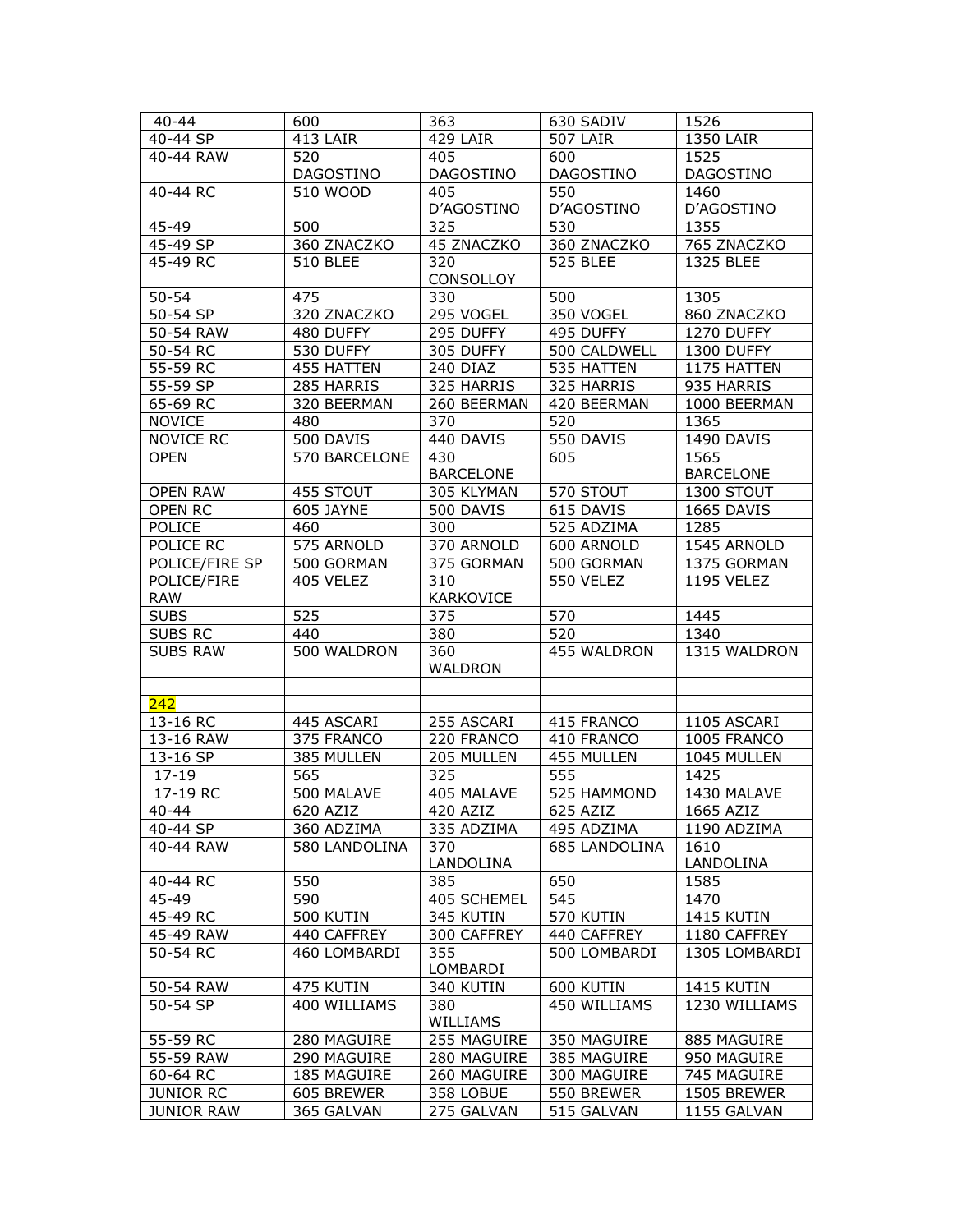| 40-44 | 600 | 363 | 630 SADIV | 1526 |
|---|---|---|---|---|
| 40-44 SP | 413 LAIR | 429 LAIR | 507 LAIR | 1350 LAIR |
| 40-44 RAW | 520 DAGOSTINO | 405 DAGOSTINO | 600 DAGOSTINO | 1525 DAGOSTINO |
| 40-44 RC | 510 WOOD | 405 D'AGOSTINO | 550 D'AGOSTINO | 1460 D'AGOSTINO |
| 45-49 | 500 | 325 | 530 | 1355 |
| 45-49 SP | 360 ZNACZKO | 45 ZNACZKO | 360 ZNACZKO | 765 ZNACZKO |
| 45-49 RC | 510 BLEE | 320 CONSOLLOY | 525 BLEE | 1325 BLEE |
| 50-54 | 475 | 330 | 500 | 1305 |
| 50-54 SP | 320 ZNACZKO | 295 VOGEL | 350 VOGEL | 860 ZNACZKO |
| 50-54 RAW | 480 DUFFY | 295 DUFFY | 495 DUFFY | 1270 DUFFY |
| 50-54 RC | 530 DUFFY | 305 DUFFY | 500 CALDWELL | 1300 DUFFY |
| 55-59 RC | 455 HATTEN | 240 DIAZ | 535 HATTEN | 1175 HATTEN |
| 55-59 SP | 285 HARRIS | 325 HARRIS | 325 HARRIS | 935 HARRIS |
| 65-69 RC | 320 BEERMAN | 260 BEERMAN | 420 BEERMAN | 1000 BEERMAN |
| NOVICE | 480 | 370 | 520 | 1365 |
| NOVICE RC | 500 DAVIS | 440 DAVIS | 550 DAVIS | 1490 DAVIS |
| OPEN | 570 BARCELONE | 430 BARCELONE | 605 | 1565 BARCELONE |
| OPEN RAW | 455 STOUT | 305 KLYMAN | 570 STOUT | 1300 STOUT |
| OPEN RC | 605 JAYNE | 500 DAVIS | 615 DAVIS | 1665 DAVIS |
| POLICE | 460 | 300 | 525 ADZIMA | 1285 |
| POLICE RC | 575 ARNOLD | 370 ARNOLD | 600 ARNOLD | 1545 ARNOLD |
| POLICE/FIRE SP | 500 GORMAN | 375 GORMAN | 500 GORMAN | 1375 GORMAN |
| POLICE/FIRE RAW | 405 VELEZ | 310 KARKOVICE | 550 VELEZ | 1195 VELEZ |
| SUBS | 525 | 375 | 570 | 1445 |
| SUBS RC | 440 | 380 | 520 | 1340 |
| SUBS RAW | 500 WALDRON | 360 WALDRON | 455 WALDRON | 1315 WALDRON |
| | | | | |
| 242 | | | | |
| 13-16 RC | 445 ASCARI | 255 ASCARI | 415 FRANCO | 1105 ASCARI |
| 13-16 RAW | 375 FRANCO | 220 FRANCO | 410 FRANCO | 1005 FRANCO |
| 13-16 SP | 385 MULLEN | 205 MULLEN | 455 MULLEN | 1045 MULLEN |
| 17-19 | 565 | 325 | 555 | 1425 |
| 17-19 RC | 500 MALAVE | 405 MALAVE | 525 HAMMOND | 1430 MALAVE |
| 40-44 | 620 AZIZ | 420 AZIZ | 625 AZIZ | 1665 AZIZ |
| 40-44 SP | 360 ADZIMA | 335 ADZIMA | 495 ADZIMA | 1190 ADZIMA |
| 40-44 RAW | 580 LANDOLINA | 370 LANDOLINA | 685 LANDOLINA | 1610 LANDOLINA |
| 40-44 RC | 550 | 385 | 650 | 1585 |
| 45-49 | 590 | 405 SCHEMEL | 545 | 1470 |
| 45-49 RC | 500 KUTIN | 345 KUTIN | 570 KUTIN | 1415 KUTIN |
| 45-49 RAW | 440 CAFFREY | 300 CAFFREY | 440 CAFFREY | 1180 CAFFREY |
| 50-54 RC | 460 LOMBARDI | 355 LOMBARDI | 500 LOMBARDI | 1305 LOMBARDI |
| 50-54 RAW | 475 KUTIN | 340 KUTIN | 600 KUTIN | 1415 KUTIN |
| 50-54 SP | 400 WILLIAMS | 380 WILLIAMS | 450 WILLIAMS | 1230 WILLIAMS |
| 55-59 RC | 280 MAGUIRE | 255 MAGUIRE | 350 MAGUIRE | 885 MAGUIRE |
| 55-59 RAW | 290 MAGUIRE | 280 MAGUIRE | 385 MAGUIRE | 950 MAGUIRE |
| 60-64 RC | 185 MAGUIRE | 260 MAGUIRE | 300 MAGUIRE | 745 MAGUIRE |
| JUNIOR RC | 605 BREWER | 358 LOBUE | 550 BREWER | 1505 BREWER |
| JUNIOR RAW | 365 GALVAN | 275 GALVAN | 515 GALVAN | 1155 GALVAN |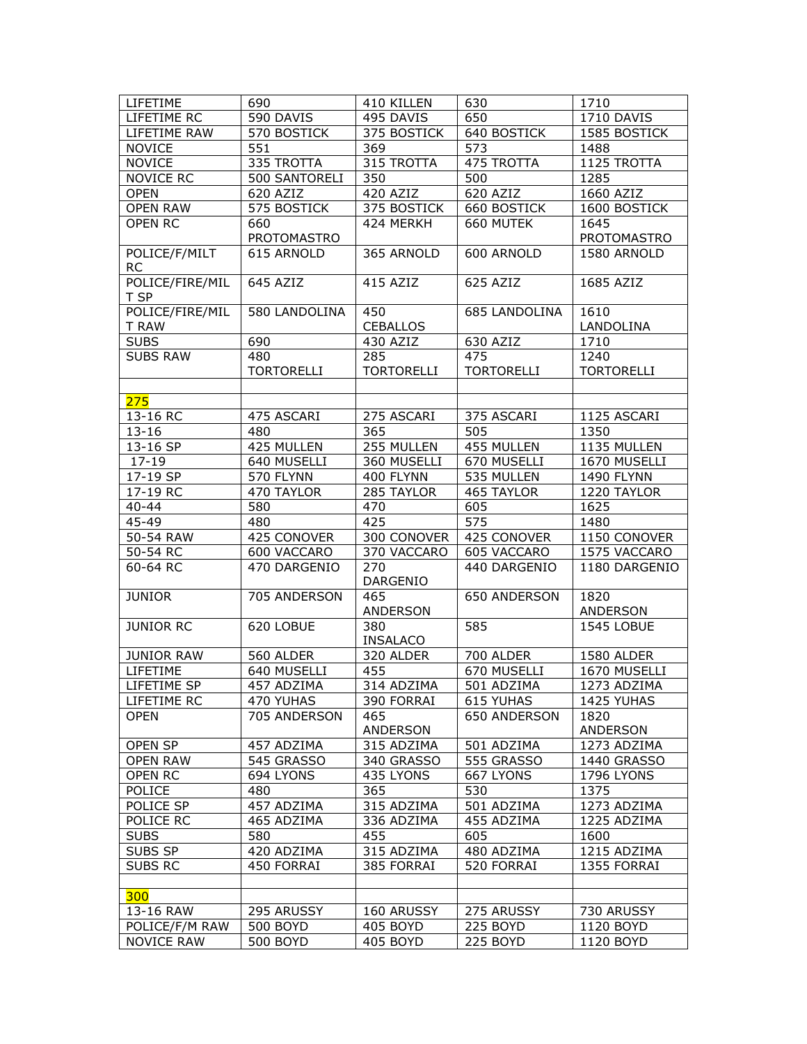| LIFETIME | 690 | 410 KILLEN | 630 | 1710 |
|---|---|---|---|---|
| LIFETIME RC | 590 DAVIS | 495 DAVIS | 650 | 1710 DAVIS |
| LIFETIME RAW | 570 BOSTICK | 375 BOSTICK | 640 BOSTICK | 1585 BOSTICK |
| NOVICE | 551 | 369 | 573 | 1488 |
| NOVICE | 335 TROTTA | 315 TROTTA | 475 TROTTA | 1125 TROTTA |
| NOVICE RC | 500 SANTORELI | 350 | 500 | 1285 |
| OPEN | 620 AZIZ | 420 AZIZ | 620 AZIZ | 1660 AZIZ |
| OPEN RAW | 575 BOSTICK | 375 BOSTICK | 660 BOSTICK | 1600 BOSTICK |
| OPEN RC | 660 PROTOMASTRO | 424 MERKH | 660 MUTEK | 1645 PROTOMASTRO |
| POLICE/F/MILT RC | 615 ARNOLD | 365 ARNOLD | 600 ARNOLD | 1580 ARNOLD |
| POLICE/FIRE/MIL T SP | 645 AZIZ | 415 AZIZ | 625 AZIZ | 1685 AZIZ |
| POLICE/FIRE/MIL T RAW | 580 LANDOLINA | 450 CEBALLOS | 685 LANDOLINA | 1610 LANDOLINA |
| SUBS | 690 | 430 AZIZ | 630 AZIZ | 1710 |
| SUBS RAW | 480 TORTORELLI | 285 TORTORELLI | 475 TORTORELLI | 1240 TORTORELLI |
| | | | | |
| 275 | | | | |
| 13-16 RC | 475 ASCARI | 275 ASCARI | 375 ASCARI | 1125 ASCARI |
| 13-16 | 480 | 365 | 505 | 1350 |
| 13-16 SP | 425 MULLEN | 255 MULLEN | 455 MULLEN | 1135 MULLEN |
| 17-19 | 640 MUSELLI | 360 MUSELLI | 670 MUSELLI | 1670 MUSELLI |
| 17-19 SP | 570 FLYNN | 400 FLYNN | 535 MULLEN | 1490 FLYNN |
| 17-19 RC | 470 TAYLOR | 285 TAYLOR | 465 TAYLOR | 1220 TAYLOR |
| 40-44 | 580 | 470 | 605 | 1625 |
| 45-49 | 480 | 425 | 575 | 1480 |
| 50-54 RAW | 425 CONOVER | 300 CONOVER | 425 CONOVER | 1150 CONOVER |
| 50-54 RC | 600 VACCARO | 370 VACCARO | 605 VACCARO | 1575 VACCARO |
| 60-64 RC | 470 DARGENIO | 270 DARGENIO | 440 DARGENIO | 1180 DARGENIO |
| JUNIOR | 705 ANDERSON | 465 ANDERSON | 650 ANDERSON | 1820 ANDERSON |
| JUNIOR RC | 620 LOBUE | 380 INSALACO | 585 | 1545 LOBUE |
| JUNIOR RAW | 560 ALDER | 320 ALDER | 700 ALDER | 1580 ALDER |
| LIFETIME | 640 MUSELLI | 455 | 670 MUSELLI | 1670 MUSELLI |
| LIFETIME SP | 457 ADZIMA | 314 ADZIMA | 501 ADZIMA | 1273 ADZIMA |
| LIFETIME RC | 470 YUHAS | 390 FORRAI | 615 YUHAS | 1425 YUHAS |
| OPEN | 705 ANDERSON | 465 ANDERSON | 650 ANDERSON | 1820 ANDERSON |
| OPEN SP | 457 ADZIMA | 315 ADZIMA | 501 ADZIMA | 1273 ADZIMA |
| OPEN RAW | 545 GRASSO | 340 GRASSO | 555 GRASSO | 1440 GRASSO |
| OPEN RC | 694 LYONS | 435 LYONS | 667 LYONS | 1796 LYONS |
| POLICE | 480 | 365 | 530 | 1375 |
| POLICE SP | 457 ADZIMA | 315 ADZIMA | 501 ADZIMA | 1273 ADZIMA |
| POLICE RC | 465 ADZIMA | 336 ADZIMA | 455 ADZIMA | 1225 ADZIMA |
| SUBS | 580 | 455 | 605 | 1600 |
| SUBS SP | 420 ADZIMA | 315 ADZIMA | 480 ADZIMA | 1215 ADZIMA |
| SUBS RC | 450 FORRAI | 385 FORRAI | 520 FORRAI | 1355 FORRAI |
| | | | | |
| 300 | | | | |
| 13-16 RAW | 295 ARUSSY | 160 ARUSSY | 275 ARUSSY | 730 ARUSSY |
| POLICE/F/M RAW | 500 BOYD | 405 BOYD | 225 BOYD | 1120 BOYD |
| NOVICE RAW | 500 BOYD | 405 BOYD | 225 BOYD | 1120 BOYD |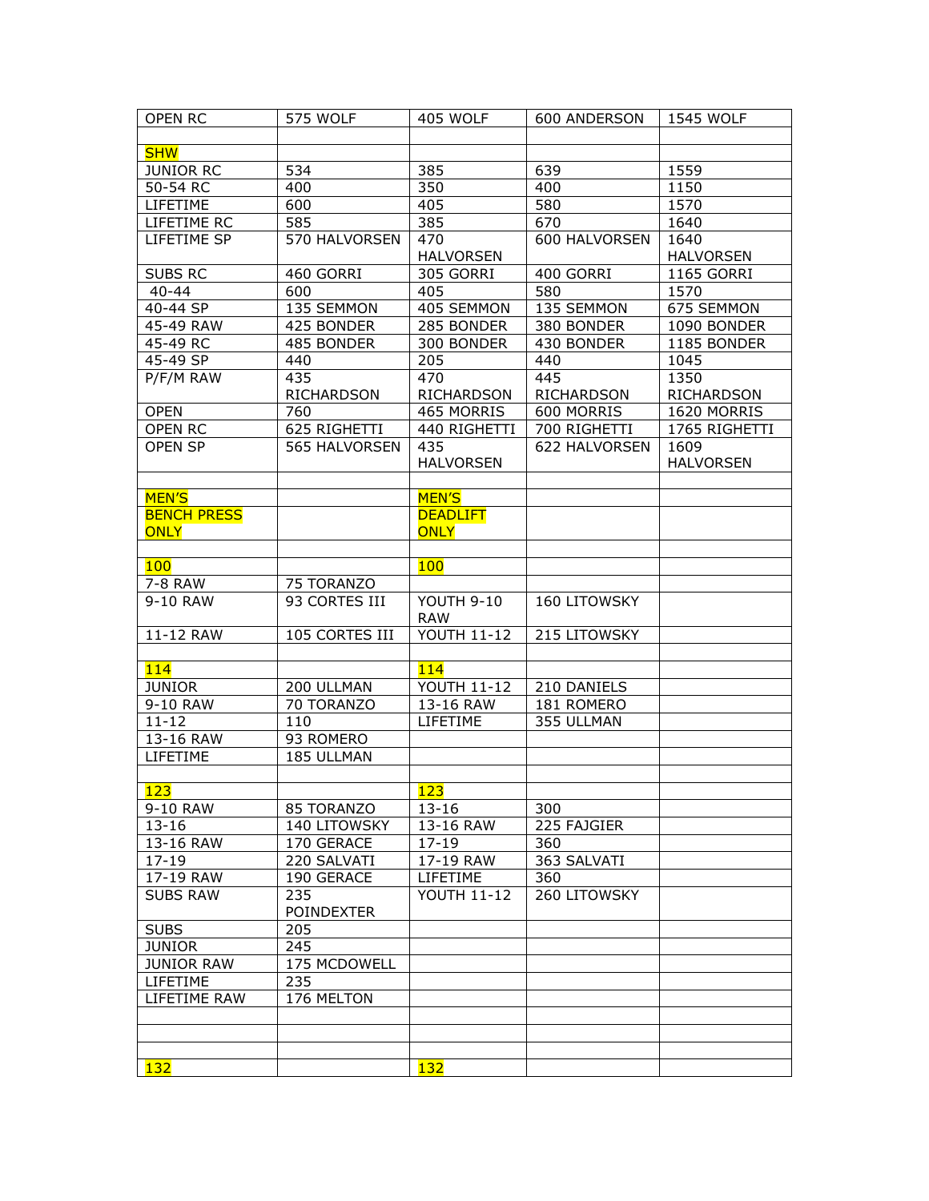| OPEN RC | 575 WOLF | 405 WOLF | 600 ANDERSON | 1545 WOLF |
|---|---|---|---|---|
| | | | | |
| SHW | | | | |
| JUNIOR RC | 534 | 385 | 639 | 1559 |
| 50-54 RC | 400 | 350 | 400 | 1150 |
| LIFETIME | 600 | 405 | 580 | 1570 |
| LIFETIME RC | 585 | 385 | 670 | 1640 |
| LIFETIME SP | 570 HALVORSEN | 470 HALVORSEN | 600 HALVORSEN | 1640 HALVORSEN |
| SUBS RC | 460 GORRI | 305 GORRI | 400 GORRI | 1165 GORRI |
| 40-44 | 600 | 405 | 580 | 1570 |
| 40-44 SP | 135 SEMMON | 405 SEMMON | 135 SEMMON | 675 SEMMON |
| 45-49 RAW | 425 BONDER | 285 BONDER | 380 BONDER | 1090 BONDER |
| 45-49 RC | 485 BONDER | 300 BONDER | 430 BONDER | 1185 BONDER |
| 45-49 SP | 440 | 205 | 440 | 1045 |
| P/F/M RAW | 435 RICHARDSON | 470 RICHARDSON | 445 RICHARDSON | 1350 RICHARDSON |
| OPEN | 760 | 465 MORRIS | 600 MORRIS | 1620 MORRIS |
| OPEN RC | 625 RIGHETTI | 440 RIGHETTI | 700 RIGHETTI | 1765 RIGHETTI |
| OPEN SP | 565 HALVORSEN | 435 HALVORSEN | 622 HALVORSEN | 1609 HALVORSEN |
| | | | | |
| MEN'S BENCH PRESS ONLY | | MEN'S DEADLIFT ONLY | | |
| | | | | |
| 100 | | 100 | | |
| 7-8 RAW | 75 TORANZO | | | |
| 9-10 RAW | 93 CORTES III | YOUTH 9-10 RAW | 160 LITOWSKY | |
| 11-12 RAW | 105 CORTES III | YOUTH 11-12 | 215 LITOWSKY | |
| | | | | |
| 114 | | 114 | | |
| JUNIOR | 200 ULLMAN | YOUTH 11-12 | 210 DANIELS | |
| 9-10 RAW | 70 TORANZO | 13-16 RAW | 181 ROMERO | |
| 11-12 | 110 | LIFETIME | 355 ULLMAN | |
| 13-16 RAW | 93 ROMERO | | | |
| LIFETIME | 185 ULLMAN | | | |
| | | | | |
| 123 | | 123 | | |
| 9-10 RAW | 85 TORANZO | 13-16 | 300 | |
| 13-16 | 140 LITOWSKY | 13-16 RAW | 225 FAJGIER | |
| 13-16 RAW | 170 GERACE | 17-19 | 360 | |
| 17-19 | 220 SALVATI | 17-19 RAW | 363 SALVATI | |
| 17-19 RAW | 190 GERACE | LIFETIME | 360 | |
| SUBS RAW | 235 POINDEXTER | YOUTH 11-12 | 260 LITOWSKY | |
| SUBS | 205 | | | |
| JUNIOR | 245 | | | |
| JUNIOR RAW | 175 MCDOWELL | | | |
| LIFETIME | 235 | | | |
| LIFETIME RAW | 176 MELTON | | | |
| | | | | |
| | | | | |
| | | | | |
| 132 | | 132 | | |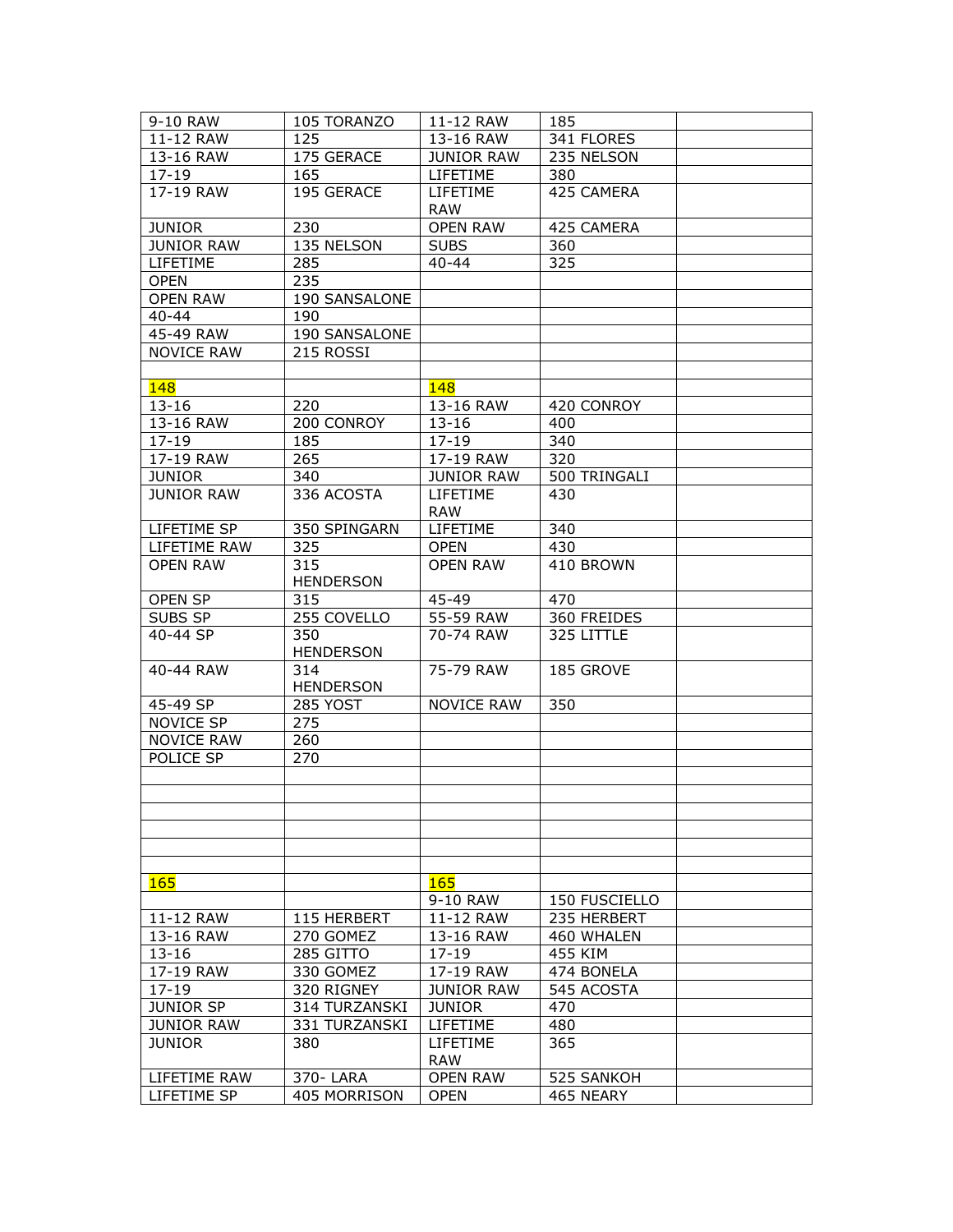| 9-10 RAW | 105 TORANZO | 11-12 RAW | 185 | |
|---|---|---|---|---|
| 11-12 RAW | 125 | 13-16 RAW | 341 FLORES | |
| 13-16 RAW | 175 GERACE | JUNIOR RAW | 235 NELSON | |
| 17-19 | 165 | LIFETIME | 380 | |
| 17-19 RAW | 195 GERACE | LIFETIME RAW | 425 CAMERA | |
| JUNIOR | 230 | OPEN RAW | 425 CAMERA | |
| JUNIOR RAW | 135 NELSON | SUBS | 360 | |
| LIFETIME | 285 | 40-44 | 325 | |
| OPEN | 235 | | | |
| OPEN RAW | 190 SANSALONE | | | |
| 40-44 | 190 | | | |
| 45-49 RAW | 190 SANSALONE | | | |
| NOVICE RAW | 215 ROSSI | | | |
| | | | | |
| 148 | | 148 | | |
| 13-16 | 220 | 13-16 RAW | 420 CONROY | |
| 13-16 RAW | 200 CONROY | 13-16 | 400 | |
| 17-19 | 185 | 17-19 | 340 | |
| 17-19 RAW | 265 | 17-19 RAW | 320 | |
| JUNIOR | 340 | JUNIOR RAW | 500 TRINGALI | |
| JUNIOR RAW | 336 ACOSTA | LIFETIME RAW | 430 | |
| LIFETIME SP | 350 SPINGARN | LIFETIME | 340 | |
| LIFETIME RAW | 325 | OPEN | 430 | |
| OPEN RAW | 315 HENDERSON | OPEN RAW | 410 BROWN | |
| OPEN SP | 315 | 45-49 | 470 | |
| SUBS SP | 255 COVELLO | 55-59 RAW | 360 FREIDES | |
| 40-44 SP | 350 HENDERSON | 70-74 RAW | 325 LITTLE | |
| 40-44 RAW | 314 HENDERSON | 75-79 RAW | 185 GROVE | |
| 45-49 SP | 285 YOST | NOVICE RAW | 350 | |
| NOVICE SP | 275 | | | |
| NOVICE RAW | 260 | | | |
| POLICE SP | 270 | | | |
| | | | | |
| | | | | |
| | | | | |
| | | | | |
| | | | | |
| | | | | |
| 165 | | 165 | | |
| | | 9-10 RAW | 150 FUSCIELLO | |
| 11-12 RAW | 115 HERBERT | 11-12 RAW | 235 HERBERT | |
| 13-16 RAW | 270 GOMEZ | 13-16 RAW | 460 WHALEN | |
| 13-16 | 285 GITTO | 17-19 | 455 KIM | |
| 17-19 RAW | 330 GOMEZ | 17-19 RAW | 474 BONELA | |
| 17-19 | 320 RIGNEY | JUNIOR RAW | 545 ACOSTA | |
| JUNIOR SP | 314 TURZANSKI | JUNIOR | 470 | |
| JUNIOR RAW | 331 TURZANSKI | LIFETIME | 480 | |
| JUNIOR | 380 | LIFETIME RAW | 365 | |
| LIFETIME RAW | 370- LARA | OPEN RAW | 525 SANKOH | |
| LIFETIME SP | 405 MORRISON | OPEN | 465 NEARY | |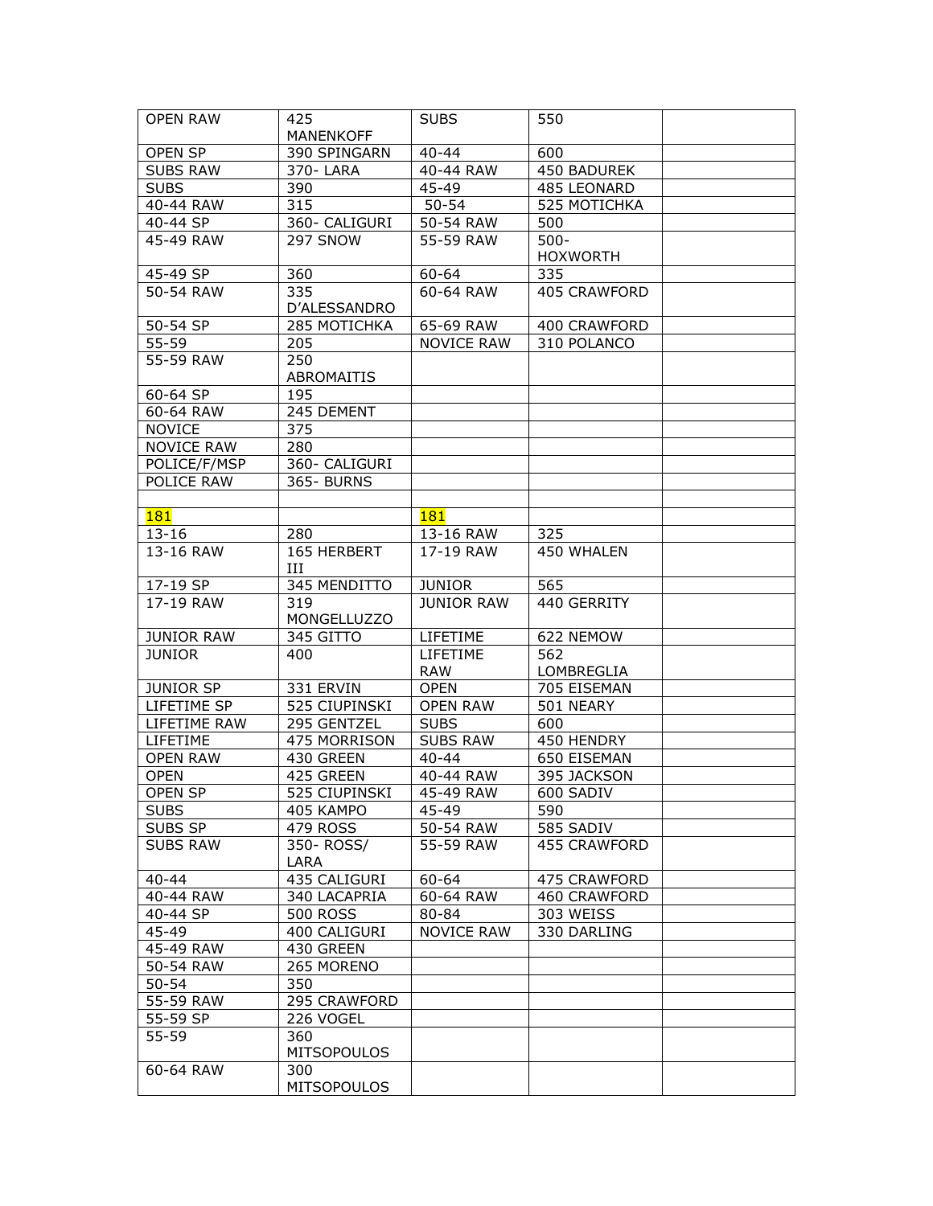| OPEN RAW | 425 MANENKOFF | SUBS | 550 | |
|---|---|---|---|---|
| OPEN SP | 390 SPINGARN | 40-44 | 600 | |
| SUBS RAW | 370- LARA | 40-44 RAW | 450 BADUREK | |
| SUBS | 390 | 45-49 | 485 LEONARD | |
| 40-44 RAW | 315 | 50-54 | 525 MOTICHKA | |
| 40-44 SP | 360- CALIGURI | 50-54 RAW | 500 | |
| 45-49 RAW | 297 SNOW | 55-59 RAW | 500- HOXWORTH | |
| 45-49 SP | 360 | 60-64 | 335 | |
| 50-54 RAW | 335 D'ALESSANDRO | 60-64 RAW | 405 CRAWFORD | |
| 50-54 SP | 285 MOTICHKA | 65-69 RAW | 400 CRAWFORD | |
| 55-59 | 205 | NOVICE RAW | 310 POLANCO | |
| 55-59 RAW | 250 ABROMAITIS | | | |
| 60-64 SP | 195 | | | |
| 60-64 RAW | 245 DEMENT | | | |
| NOVICE | 375 | | | |
| NOVICE RAW | 280 | | | |
| POLICE/F/MSP | 360- CALIGURI | | | |
| POLICE RAW | 365- BURNS | | | |
| | | | | |
| 181 | | 181 | | |
| 13-16 | 280 | 13-16 RAW | 325 | |
| 13-16 RAW | 165 HERBERT III | 17-19 RAW | 450 WHALEN | |
| 17-19 SP | 345 MENDITTO | JUNIOR | 565 | |
| 17-19 RAW | 319 MONGELLUZZO | JUNIOR RAW | 440 GERRITY | |
| JUNIOR RAW | 345 GITTO | LIFETIME | 622 NEMOW | |
| JUNIOR | 400 | LIFETIME RAW | 562 LOMBREGLIA | |
| JUNIOR SP | 331 ERVIN | OPEN | 705 EISEMAN | |
| LIFETIME SP | 525 CIUPINSKI | OPEN RAW | 501 NEARY | |
| LIFETIME RAW | 295 GENTZEL | SUBS | 600 | |
| LIFETIME | 475 MORRISON | SUBS RAW | 450 HENDRY | |
| OPEN RAW | 430 GREEN | 40-44 | 650 EISEMAN | |
| OPEN | 425 GREEN | 40-44 RAW | 395 JACKSON | |
| OPEN SP | 525 CIUPINSKI | 45-49 RAW | 600 SADIV | |
| SUBS | 405 KAMPO | 45-49 | 590 | |
| SUBS SP | 479 ROSS | 50-54 RAW | 585 SADIV | |
| SUBS RAW | 350- ROSS/ LARA | 55-59 RAW | 455 CRAWFORD | |
| 40-44 | 435 CALIGURI | 60-64 | 475 CRAWFORD | |
| 40-44 RAW | 340 LACAPRIA | 60-64 RAW | 460 CRAWFORD | |
| 40-44 SP | 500 ROSS | 80-84 | 303 WEISS | |
| 45-49 | 400 CALIGURI | NOVICE RAW | 330 DARLING | |
| 45-49 RAW | 430 GREEN | | | |
| 50-54 RAW | 265 MORENO | | | |
| 50-54 | 350 | | | |
| 55-59 RAW | 295 CRAWFORD | | | |
| 55-59 SP | 226 VOGEL | | | |
| 55-59 | 360 MITSOPOULOS | | | |
| 60-64 RAW | 300 MITSOPOULOS | | | |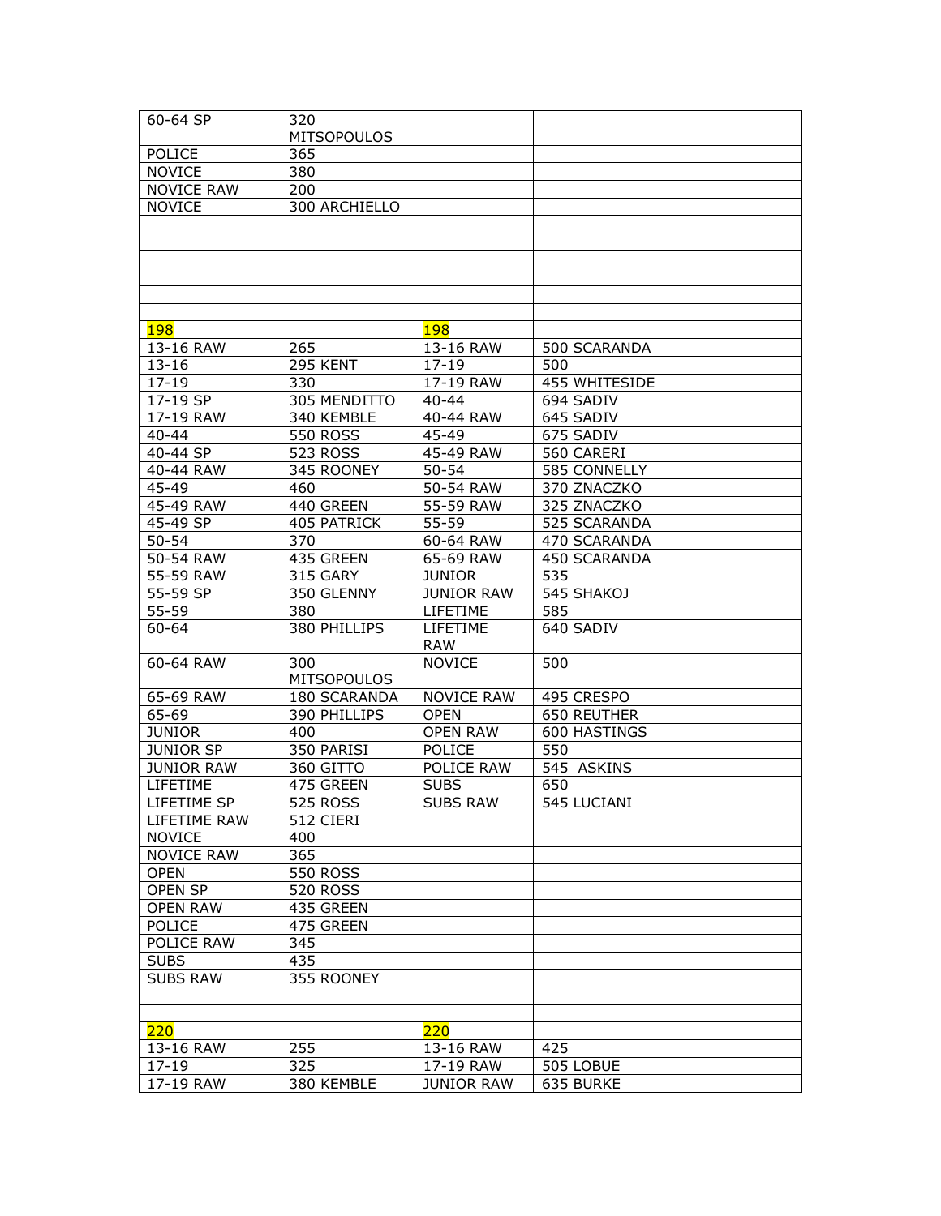| | | | | |
|---|---|---|---|---|
| 60-64 SP | 320 MITSOPOULOS | | | |
| POLICE | 365 | | | |
| NOVICE | 380 | | | |
| NOVICE RAW | 200 | | | |
| NOVICE | 300 ARCHIELLO | | | |
| | | | | |
| | | | | |
| | | | | |
| | | | | |
| | | | | |
| | | | | |
| 198 | | 198 | | |
| 13-16 RAW | 265 | 13-16 RAW | 500 SCARANDA | |
| 13-16 | 295 KENT | 17-19 | 500 | |
| 17-19 | 330 | 17-19 RAW | 455 WHITESIDE | |
| 17-19 SP | 305 MENDITTO | 40-44 | 694 SADIV | |
| 17-19 RAW | 340 KEMBLE | 40-44 RAW | 645 SADIV | |
| 40-44 | 550 ROSS | 45-49 | 675 SADIV | |
| 40-44 SP | 523 ROSS | 45-49 RAW | 560 CARERI | |
| 40-44 RAW | 345 ROONEY | 50-54 | 585 CONNELLY | |
| 45-49 | 460 | 50-54 RAW | 370 ZNACZKO | |
| 45-49 RAW | 440 GREEN | 55-59 RAW | 325 ZNACZKO | |
| 45-49 SP | 405 PATRICK | 55-59 | 525 SCARANDA | |
| 50-54 | 370 | 60-64 RAW | 470 SCARANDA | |
| 50-54 RAW | 435 GREEN | 65-69 RAW | 450 SCARANDA | |
| 55-59 RAW | 315 GARY | JUNIOR | 535 | |
| 55-59 SP | 350 GLENNY | JUNIOR RAW | 545 SHAKOJ | |
| 55-59 | 380 | LIFETIME | 585 | |
| 60-64 | 380 PHILLIPS | LIFETIME RAW | 640 SADIV | |
| 60-64 RAW | 300 MITSOPOULOS | NOVICE | 500 | |
| 65-69 RAW | 180 SCARANDA | NOVICE RAW | 495 CRESPO | |
| 65-69 | 390 PHILLIPS | OPEN | 650 REUTHER | |
| JUNIOR | 400 | OPEN RAW | 600 HASTINGS | |
| JUNIOR SP | 350 PARISI | POLICE | 550 | |
| JUNIOR RAW | 360 GITTO | POLICE RAW | 545 ASKINS | |
| LIFETIME | 475 GREEN | SUBS | 650 | |
| LIFETIME SP | 525 ROSS | SUBS RAW | 545 LUCIANI | |
| LIFETIME RAW | 512 CIERI | | | |
| NOVICE | 400 | | | |
| NOVICE RAW | 365 | | | |
| OPEN | 550 ROSS | | | |
| OPEN SP | 520 ROSS | | | |
| OPEN RAW | 435 GREEN | | | |
| POLICE | 475 GREEN | | | |
| POLICE RAW | 345 | | | |
| SUBS | 435 | | | |
| SUBS RAW | 355 ROONEY | | | |
| | | | | |
| | | | | |
| 220 | | 220 | | |
| 13-16 RAW | 255 | 13-16 RAW | 425 | |
| 17-19 | 325 | 17-19 RAW | 505 LOBUE | |
| 17-19 RAW | 380 KEMBLE | JUNIOR RAW | 635 BURKE | |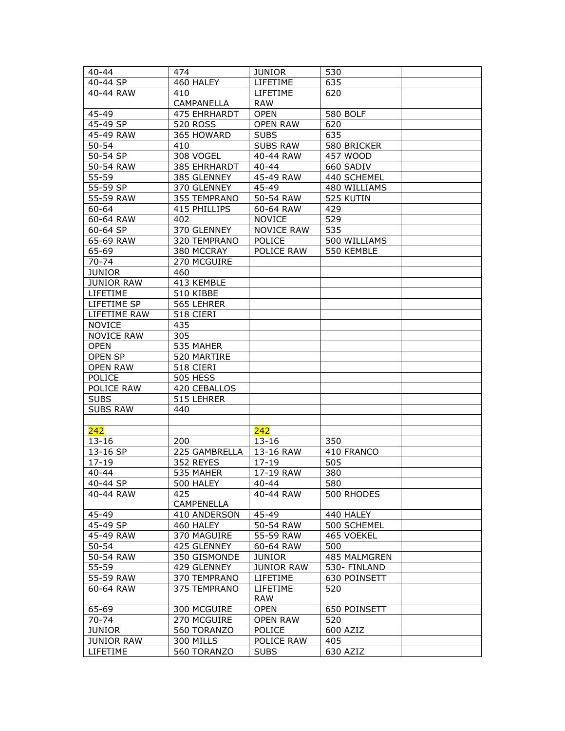| 40-44 | 474 | JUNIOR | 530 | |
|---|---|---|---|---|
| 40-44 SP | 460 HALEY | LIFETIME | 635 | |
| 40-44 RAW | 410 CAMPANELLA | LIFETIME RAW | 620 | |
| 45-49 | 475 EHRHARDT | OPEN | 580 BOLF | |
| 45-49 SP | 520 ROSS | OPEN RAW | 620 | |
| 45-49 RAW | 365 HOWARD | SUBS | 635 | |
| 50-54 | 410 | SUBS RAW | 580 BRICKER | |
| 50-54 SP | 308 VOGEL | 40-44 RAW | 457 WOOD | |
| 50-54 RAW | 385 EHRHARDT | 40-44 | 660 SADIV | |
| 55-59 | 385 GLENNEY | 45-49 RAW | 440 SCHEMEL | |
| 55-59 SP | 370 GLENNEY | 45-49 | 480 WILLIAMS | |
| 55-59 RAW | 355 TEMPRANO | 50-54 RAW | 525 KUTIN | |
| 60-64 | 415 PHILLIPS | 60-64 RAW | 429 | |
| 60-64 RAW | 402 | NOVICE | 529 | |
| 60-64 SP | 370 GLENNEY | NOVICE RAW | 535 | |
| 65-69 RAW | 320 TEMPRANO | POLICE | 500 WILLIAMS | |
| 65-69 | 380 MCCRAY | POLICE RAW | 550 KEMBLE | |
| 70-74 | 270 MCGUIRE | | | |
| JUNIOR | 460 | | | |
| JUNIOR RAW | 413 KEMBLE | | | |
| LIFETIME | 510 KIBBE | | | |
| LIFETIME SP | 565 LEHRER | | | |
| LIFETIME RAW | 518 CIERI | | | |
| NOVICE | 435 | | | |
| NOVICE RAW | 305 | | | |
| OPEN | 535 MAHER | | | |
| OPEN SP | 520 MARTIRE | | | |
| OPEN RAW | 518 CIERI | | | |
| POLICE | 505 HESS | | | |
| POLICE RAW | 420 CEBALLOS | | | |
| SUBS | 515 LEHRER | | | |
| SUBS RAW | 440 | | | |
| | | | | |
| 242 | | 242 | | |
| 13-16 | 200 | 13-16 | 350 | |
| 13-16 SP | 225 GAMBRELLA | 13-16 RAW | 410 FRANCO | |
| 17-19 | 352 REYES | 17-19 | 505 | |
| 40-44 | 535 MAHER | 17-19 RAW | 380 | |
| 40-44 SP | 500 HALEY | 40-44 | 580 | |
| 40-44 RAW | 425 CAMPENELLA | 40-44 RAW | 500 RHODES | |
| 45-49 | 410 ANDERSON | 45-49 | 440 HALEY | |
| 45-49 SP | 460 HALEY | 50-54 RAW | 500 SCHEMEL | |
| 45-49 RAW | 370 MAGUIRE | 55-59 RAW | 465 VOEKEL | |
| 50-54 | 425 GLENNEY | 60-64 RAW | 500 | |
| 50-54 RAW | 350 GISMONDE | JUNIOR | 485 MALMGREN | |
| 55-59 | 429 GLENNEY | JUNIOR RAW | 530- FINLAND | |
| 55-59 RAW | 370 TEMPRANO | LIFETIME | 630 POINSETT | |
| 60-64 RAW | 375 TEMPRANO | LIFETIME RAW | 520 | |
| 65-69 | 300 MCGUIRE | OPEN | 650 POINSETT | |
| 70-74 | 270 MCGUIRE | OPEN RAW | 520 | |
| JUNIOR | 560 TORANZO | POLICE | 600 AZIZ | |
| JUNIOR RAW | 300 MILLS | POLICE RAW | 405 | |
| LIFETIME | 560 TORANZO | SUBS | 630 AZIZ | |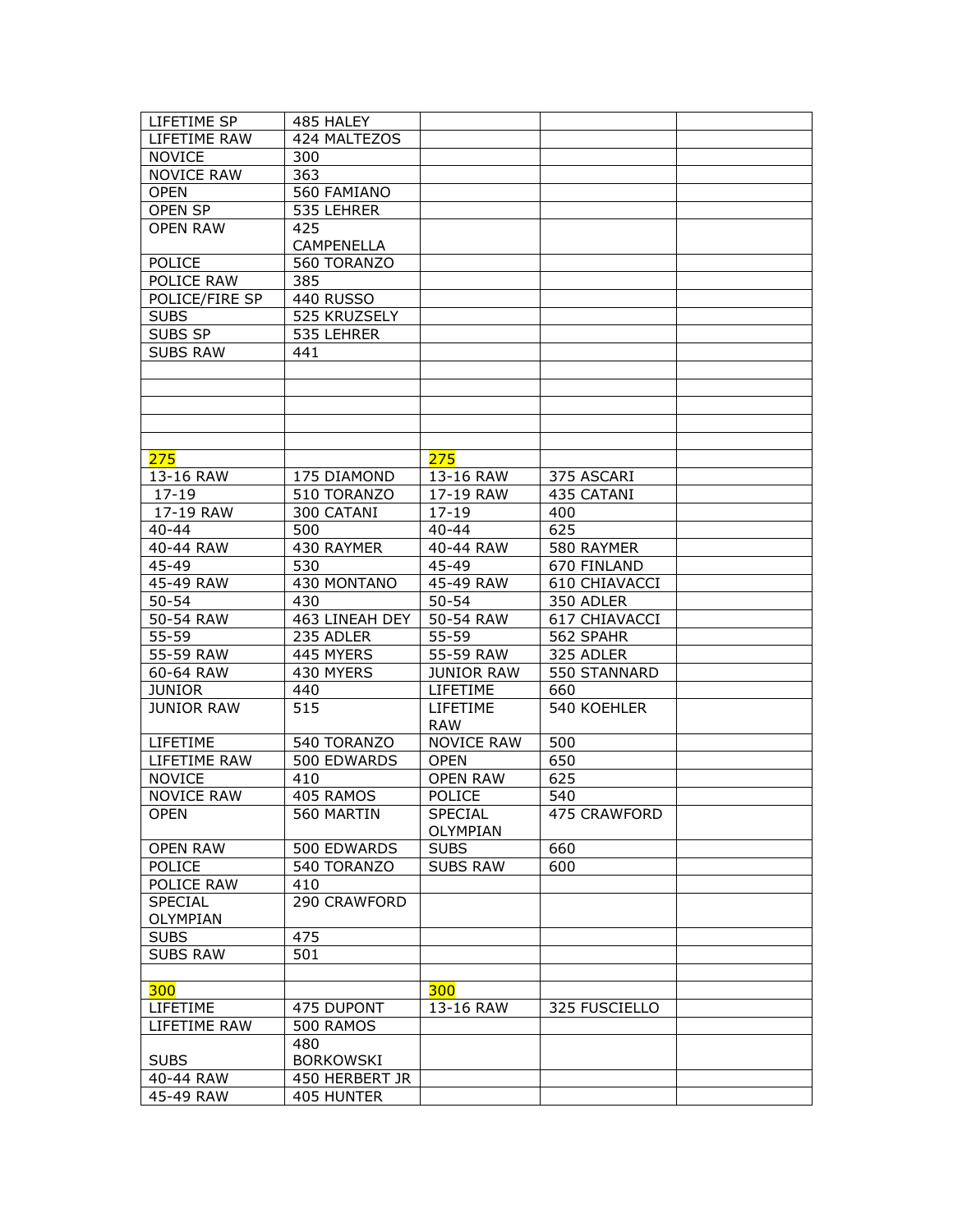| | | | | |
|---|---|---|---|---|
| LIFETIME SP | 485 HALEY | | | |
| LIFETIME RAW | 424 MALTEZOS | | | |
| NOVICE | 300 | | | |
| NOVICE RAW | 363 | | | |
| OPEN | 560 FAMIANO | | | |
| OPEN SP | 535 LEHRER | | | |
| OPEN RAW | 425 CAMPENELLA | | | |
| POLICE | 560 TORANZO | | | |
| POLICE RAW | 385 | | | |
| POLICE/FIRE SP | 440 RUSSO | | | |
| SUBS | 525 KRUZSELY | | | |
| SUBS SP | 535 LEHRER | | | |
| SUBS RAW | 441 | | | |
| | | | | |
| | | | | |
| | | | | |
| | | | | |
| | | | | |
| 275 | | 275 | | |
| 13-16 RAW | 175 DIAMOND | 13-16 RAW | 375 ASCARI | |
| 17-19 | 510 TORANZO | 17-19 RAW | 435 CATANI | |
| 17-19 RAW | 300 CATANI | 17-19 | 400 | |
| 40-44 | 500 | 40-44 | 625 | |
| 40-44 RAW | 430 RAYMER | 40-44 RAW | 580 RAYMER | |
| 45-49 | 530 | 45-49 | 670 FINLAND | |
| 45-49 RAW | 430 MONTANO | 45-49 RAW | 610 CHIAVACCI | |
| 50-54 | 430 | 50-54 | 350 ADLER | |
| 50-54 RAW | 463 LINEAH DEY | 50-54 RAW | 617 CHIAVACCI | |
| 55-59 | 235 ADLER | 55-59 | 562 SPAHR | |
| 55-59 RAW | 445 MYERS | 55-59 RAW | 325 ADLER | |
| 60-64 RAW | 430 MYERS | JUNIOR RAW | 550 STANNARD | |
| JUNIOR | 440 | LIFETIME | 660 | |
| JUNIOR RAW | 515 | LIFETIME RAW | 540 KOEHLER | |
| LIFETIME | 540 TORANZO | NOVICE RAW | 500 | |
| LIFETIME RAW | 500 EDWARDS | OPEN | 650 | |
| NOVICE | 410 | OPEN RAW | 625 | |
| NOVICE RAW | 405 RAMOS | POLICE | 540 | |
| OPEN | 560 MARTIN | SPECIAL OLYMPIAN | 475 CRAWFORD | |
| OPEN RAW | 500 EDWARDS | SUBS | 660 | |
| POLICE | 540 TORANZO | SUBS RAW | 600 | |
| POLICE RAW | 410 | | | |
| SPECIAL OLYMPIAN | 290 CRAWFORD | | | |
| SUBS | 475 | | | |
| SUBS RAW | 501 | | | |
| | | | | |
| 300 | | 300 | | |
| LIFETIME | 475 DUPONT | 13-16 RAW | 325 FUSCIELLO | |
| LIFETIME RAW | 500 RAMOS | | | |
| SUBS | 480 BORKOWSKI | | | |
| 40-44 RAW | 450 HERBERT JR | | | |
| 45-49 RAW | 405 HUNTER | | | |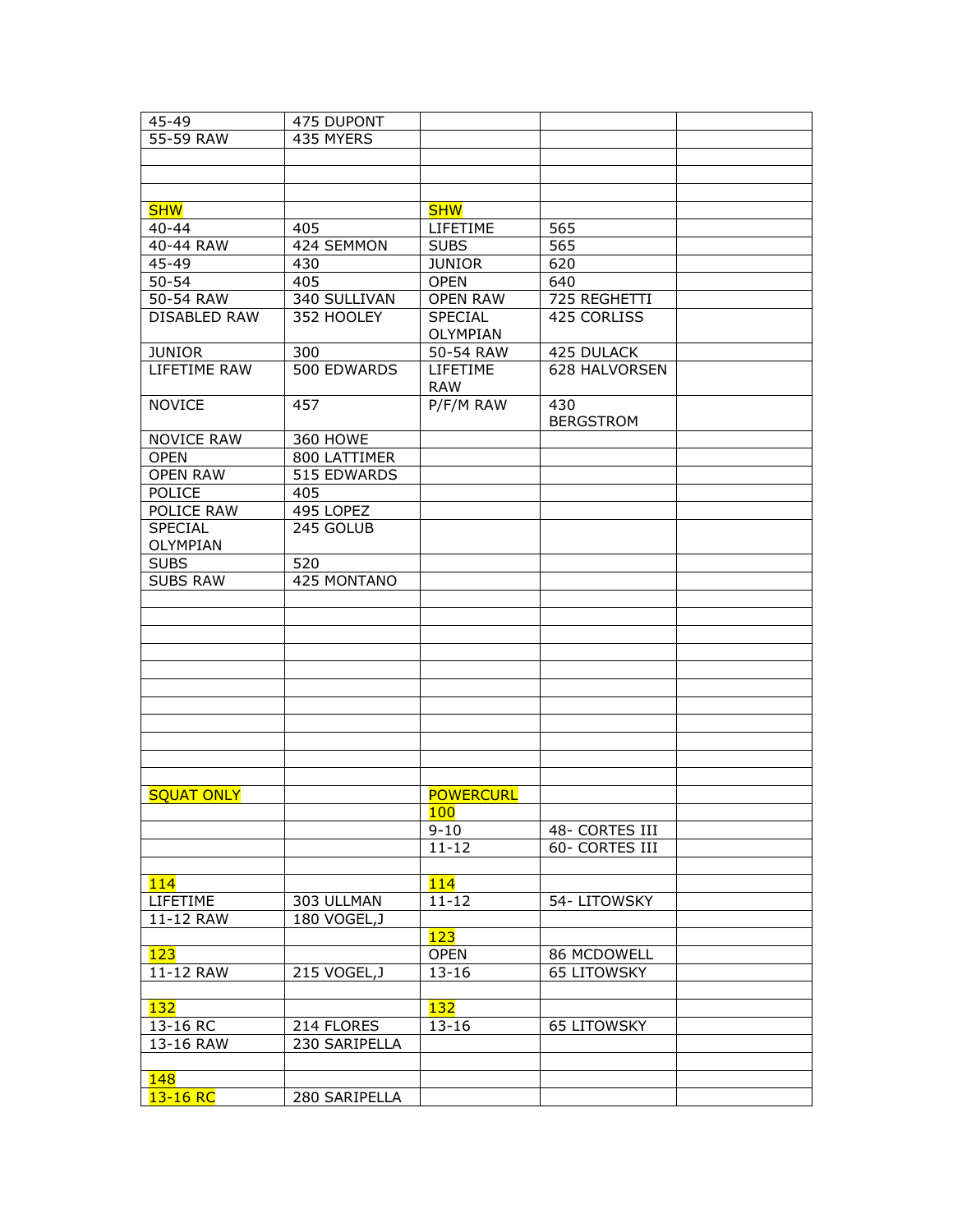| | | | | |
|---|---|---|---|---|
| 45-49 | 475 DUPONT | | | |
| 55-59 RAW | 435 MYERS | | | |
| | | | | |
| | | | | |
| | | | | |
| SHW | | SHW | | |
| 40-44 | 405 | LIFETIME | 565 | |
| 40-44 RAW | 424 SEMMON | SUBS | 565 | |
| 45-49 | 430 | JUNIOR | 620 | |
| 50-54 | 405 | OPEN | 640 | |
| 50-54 RAW | 340 SULLIVAN | OPEN RAW | 725 REGHETTI | |
| DISABLED RAW | 352 HOOLEY | SPECIAL OLYMPIAN | 425 CORLISS | |
| JUNIOR | 300 | 50-54 RAW | 425 DULACK | |
| LIFETIME RAW | 500 EDWARDS | LIFETIME RAW | 628 HALVORSEN | |
| NOVICE | 457 | P/F/M RAW | 430 BERGSTROM | |
| NOVICE RAW | 360 HOWE | | | |
| OPEN | 800 LATTIMER | | | |
| OPEN RAW | 515 EDWARDS | | | |
| POLICE | 405 | | | |
| POLICE RAW | 495 LOPEZ | | | |
| SPECIAL OLYMPIAN | 245 GOLUB | | | |
| SUBS | 520 | | | |
| SUBS RAW | 425 MONTANO | | | |
| | | | | |
| | | | | |
| | | | | |
| | | | | |
| | | | | |
| | | | | |
| | | | | |
| | | | | |
| | | | | |
| | | | | |
| | | | | |
| SQUAT ONLY | | POWERCURL | | |
| | | 100 | | |
| | | 9-10 | 48- CORTES III | |
| | | 11-12 | 60- CORTES III | |
| | | | | |
| 114 | | 114 | | |
| LIFETIME | 303 ULLMAN | 11-12 | 54- LITOWSKY | |
| 11-12 RAW | 180 VOGEL,J | | | |
| | | 123 | | |
| 123 | | OPEN | 86 MCDOWELL | |
| 11-12 RAW | 215 VOGEL,J | 13-16 | 65 LITOWSKY | |
| | | | | |
| 132 | | 132 | | |
| 13-16 RC | 214 FLORES | 13-16 | 65 LITOWSKY | |
| 13-16 RAW | 230 SARIPELLA | | | |
| | | | | |
| 148 | | | | |
| 13-16 RC | 280 SARIPELLA | | | |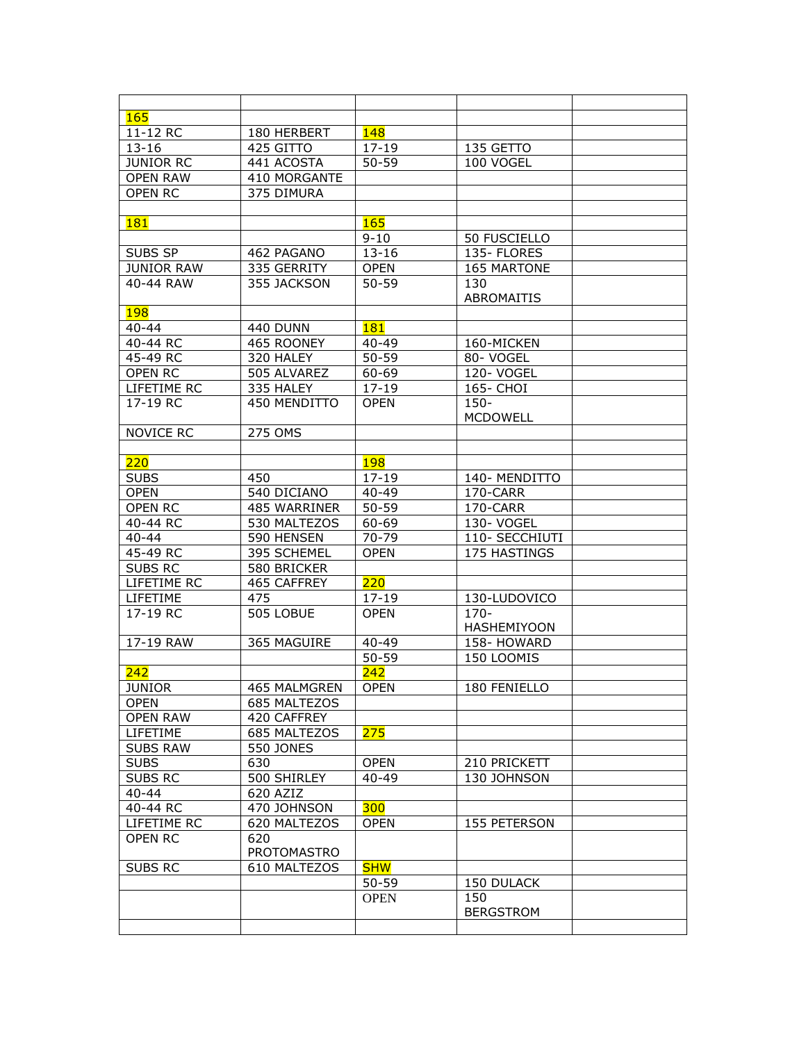| | | | | |
|---|---|---|---|---|
| 165 | | | | |
| 11-12 RC | 180 HERBERT | 148 | | |
| 13-16 | 425 GITTO | 17-19 | 135 GETTO | |
| JUNIOR RC | 441 ACOSTA | 50-59 | 100 VOGEL | |
| OPEN RAW | 410 MORGANTE | | | |
| OPEN RC | 375 DIMURA | | | |
| | | | | |
| 181 | | 165 | | |
| | | 9-10 | 50 FUSCIELLO | |
| SUBS SP | 462 PAGANO | 13-16 | 135- FLORES | |
| JUNIOR RAW | 335 GERRITY | OPEN | 165 MARTONE | |
| 40-44 RAW | 355 JACKSON | 50-59 | 130 ABROMAITIS | |
| 198 | | | | |
| 40-44 | 440 DUNN | 181 | | |
| 40-44 RC | 465 ROONEY | 40-49 | 160-MICKEN | |
| 45-49 RC | 320 HALEY | 50-59 | 80- VOGEL | |
| OPEN RC | 505 ALVAREZ | 60-69 | 120- VOGEL | |
| LIFETIME RC | 335 HALEY | 17-19 | 165- CHOI | |
| 17-19 RC | 450 MENDITTO | OPEN | 150- MCDOWELL | |
| NOVICE RC | 275 OMS | | | |
| | | | | |
| 220 | | 198 | | |
| SUBS | 450 | 17-19 | 140- MENDITTO | |
| OPEN | 540 DICIANO | 40-49 | 170-CARR | |
| OPEN RC | 485 WARRINER | 50-59 | 170-CARR | |
| 40-44 RC | 530 MALTEZOS | 60-69 | 130- VOGEL | |
| 40-44 | 590 HENSEN | 70-79 | 110- SECCHIUTI | |
| 45-49 RC | 395 SCHEMEL | OPEN | 175 HASTINGS | |
| SUBS RC | 580 BRICKER | | | |
| LIFETIME RC | 465 CAFFREY | 220 | | |
| LIFETIME | 475 | 17-19 | 130-LUDOVICO | |
| 17-19 RC | 505 LOBUE | OPEN | 170- HASHEMIYOON | |
| 17-19 RAW | 365 MAGUIRE | 40-49 | 158- HOWARD | |
| | | 50-59 | 150 LOOMIS | |
| 242 | | 242 | | |
| JUNIOR | 465 MALMGREN | OPEN | 180 FENIELLO | |
| OPEN | 685 MALTEZOS | | | |
| OPEN RAW | 420 CAFFREY | | | |
| LIFETIME | 685 MALTEZOS | 275 | | |
| SUBS RAW | 550 JONES | | | |
| SUBS | 630 | OPEN | 210 PRICKETT | |
| SUBS RC | 500 SHIRLEY | 40-49 | 130 JOHNSON | |
| 40-44 | 620 AZIZ | | | |
| 40-44 RC | 470 JOHNSON | 300 | | |
| LIFETIME RC | 620 MALTEZOS | OPEN | 155 PETERSON | |
| OPEN RC | 620 PROTOMASTRO | | | |
| SUBS RC | 610 MALTEZOS | SHW | | |
| | | 50-59 | 150 DULACK | |
| | | OPEN | 150 BERGSTROM | |
| | | | | |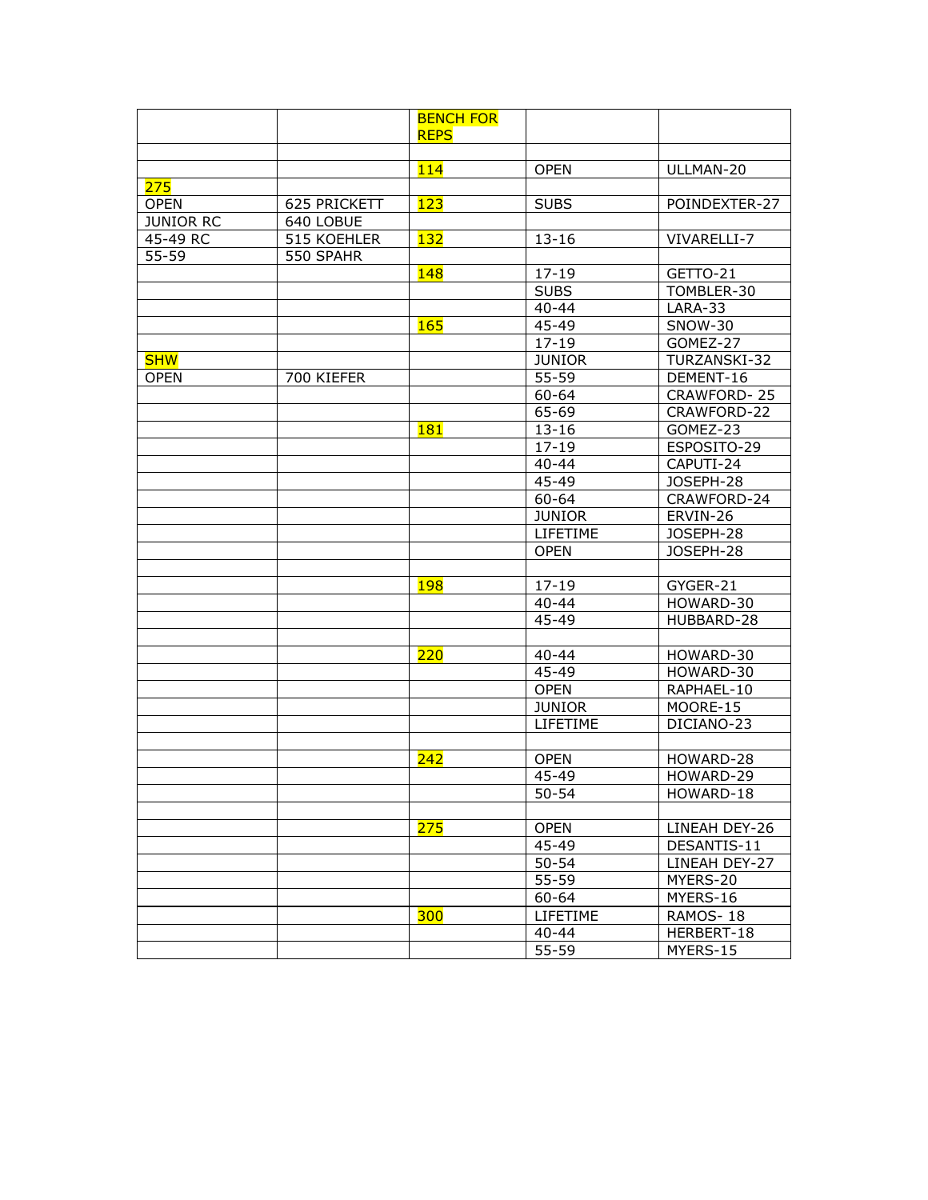| | | | | |
|---|---|---|---|---|
| | | BENCH FOR REPS | | |
| | | | | |
| | | 114 | OPEN | ULLMAN-20 |
| 275 | | | | |
| OPEN | 625 PRICKETT | 123 | SUBS | POINDEXTER-27 |
| JUNIOR RC | 640 LOBUE | | | |
| 45-49 RC | 515 KOEHLER | 132 | 13-16 | VIVARELLI-7 |
| 55-59 | 550 SPAHR | | | |
| | | 148 | 17-19 | GETTO-21 |
| | | | SUBS | TOMBLER-30 |
| | | | 40-44 | LARA-33 |
| | | 165 | 45-49 | SNOW-30 |
| | | | 17-19 | GOMEZ-27 |
| SHW | | | JUNIOR | TURZANSKI-32 |
| OPEN | 700 KIEFER | | 55-59 | DEMENT-16 |
| | | | 60-64 | CRAWFORD- 25 |
| | | | 65-69 | CRAWFORD-22 |
| | | 181 | 13-16 | GOMEZ-23 |
| | | | 17-19 | ESPOSITO-29 |
| | | | 40-44 | CAPUTI-24 |
| | | | 45-49 | JOSEPH-28 |
| | | | 60-64 | CRAWFORD-24 |
| | | | JUNIOR | ERVIN-26 |
| | | | LIFETIME | JOSEPH-28 |
| | | | OPEN | JOSEPH-28 |
| | | | | |
| | | 198 | 17-19 | GYGER-21 |
| | | | 40-44 | HOWARD-30 |
| | | | 45-49 | HUBBARD-28 |
| | | | | |
| | | 220 | 40-44 | HOWARD-30 |
| | | | 45-49 | HOWARD-30 |
| | | | OPEN | RAPHAEL-10 |
| | | | JUNIOR | MOORE-15 |
| | | | LIFETIME | DICIANO-23 |
| | | | | |
| | | 242 | OPEN | HOWARD-28 |
| | | | 45-49 | HOWARD-29 |
| | | | 50-54 | HOWARD-18 |
| | | | | |
| | | 275 | OPEN | LINEAH DEY-26 |
| | | | 45-49 | DESANTIS-11 |
| | | | 50-54 | LINEAH DEY-27 |
| | | | 55-59 | MYERS-20 |
| | | | 60-64 | MYERS-16 |
| | | 300 | LIFETIME | RAMOS- 18 |
| | | | 40-44 | HERBERT-18 |
| | | | 55-59 | MYERS-15 |